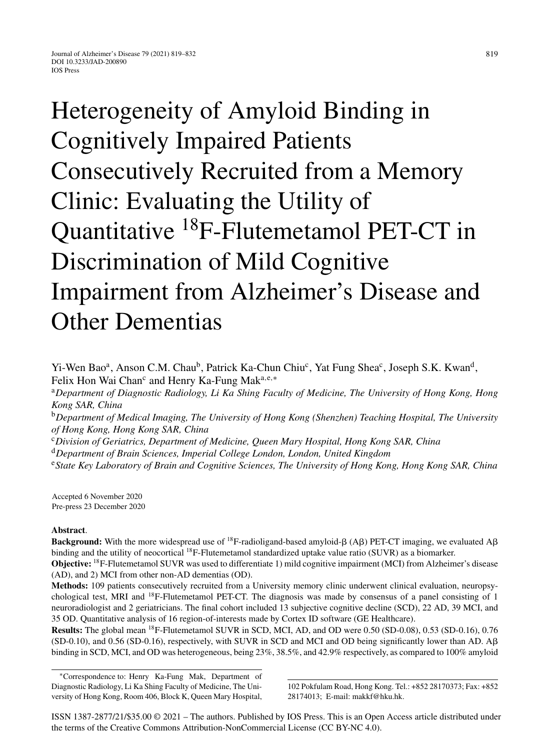# Heterogeneity of Amyloid Binding in Cognitively Impaired Patients Consecutively Recruited from a Memory Clinic: Evaluating the Utility of Quantitative $^{18}$F-Flutemetamol PET-CT in Discrimination of Mild Cognitive Impairment from Alzheimer's Disease and Other Dementias

Yi-Wen Bao[a], Anson C.M. Chau[b], Patrick Ka-Chun Chiu[c], Yat Fung Shea[c], Joseph S.K. Kwan[d], Felix Hon Wai Chan[c] and Henry Ka-Fung Mak[a,e,*]

[a]*Department of Diagnostic Radiology, Li Ka Shing Faculty of Medicine, The University of Hong Kong, Hong Kong SAR, China*

[b]*Department of Medical Imaging, The University of Hong Kong (Shenzhen) Teaching Hospital, The University of Hong Kong, Hong Kong SAR, China*

[c]*Division of Geriatrics, Department of Medicine, Queen Mary Hospital, Hong Kong SAR, China*

[d]*Department of Brain Sciences, Imperial College London, London, United Kingdom*

[e]*State Key Laboratory of Brain and Cognitive Sciences, The University of Hong Kong, Hong Kong SAR, China*

Accepted 6 November 2020
Pre-press 23 December 2020

**Abstract**.

**Background:** With the more widespread use of $^{18}$F-radioligand-based amyloid-β (Aβ) PET-CT imaging, we evaluated Aβ binding and the utility of neocortical $^{18}$F-Flutemetamol standardized uptake value ratio (SUVR) as a biomarker.

**Objective:** $^{18}$F-Flutemetamol SUVR was used to differentiate 1) mild cognitive impairment (MCI) from Alzheimer's disease (AD), and 2) MCI from other non-AD dementias (OD).

**Methods:** 109 patients consecutively recruited from a University memory clinic underwent clinical evaluation, neuropsychological test, MRI and $^{18}$F-Flutemetamol PET-CT. The diagnosis was made by consensus of a panel consisting of 1 neuroradiologist and 2 geriatricians. The final cohort included 13 subjective cognitive decline (SCD), 22 AD, 39 MCI, and 35 OD. Quantitative analysis of 16 region-of-interests made by Cortex ID software (GE Healthcare).

**Results:** The global mean $^{18}$F-Flutemetamol SUVR in SCD, MCI, AD, and OD were 0.50 (SD-0.08), 0.53 (SD-0.16), 0.76 (SD-0.10), and 0.56 (SD-0.16), respectively, with SUVR in SCD and MCI and OD being significantly lower than AD. Aβ binding in SCD, MCI, and OD was heterogeneous, being 23%, 38.5%, and 42.9% respectively, as compared to 100% amyloid

*Correspondence to: Henry Ka-Fung Mak, Department of Diagnostic Radiology, Li Ka Shing Faculty of Medicine, The University of Hong Kong, Room 406, Block K, Queen Mary Hospital, 102 Pokfulam Road, Hong Kong. Tel.: +852 28170373; Fax: +852 28174013; E-mail: makkf@hku.hk.

ISSN 1387-2877/21/$35.00 © 2021 – The authors. Published by IOS Press. This is an Open Access article distributed under the terms of the Creative Commons Attribution-NonCommercial License (CC BY-NC 4.0).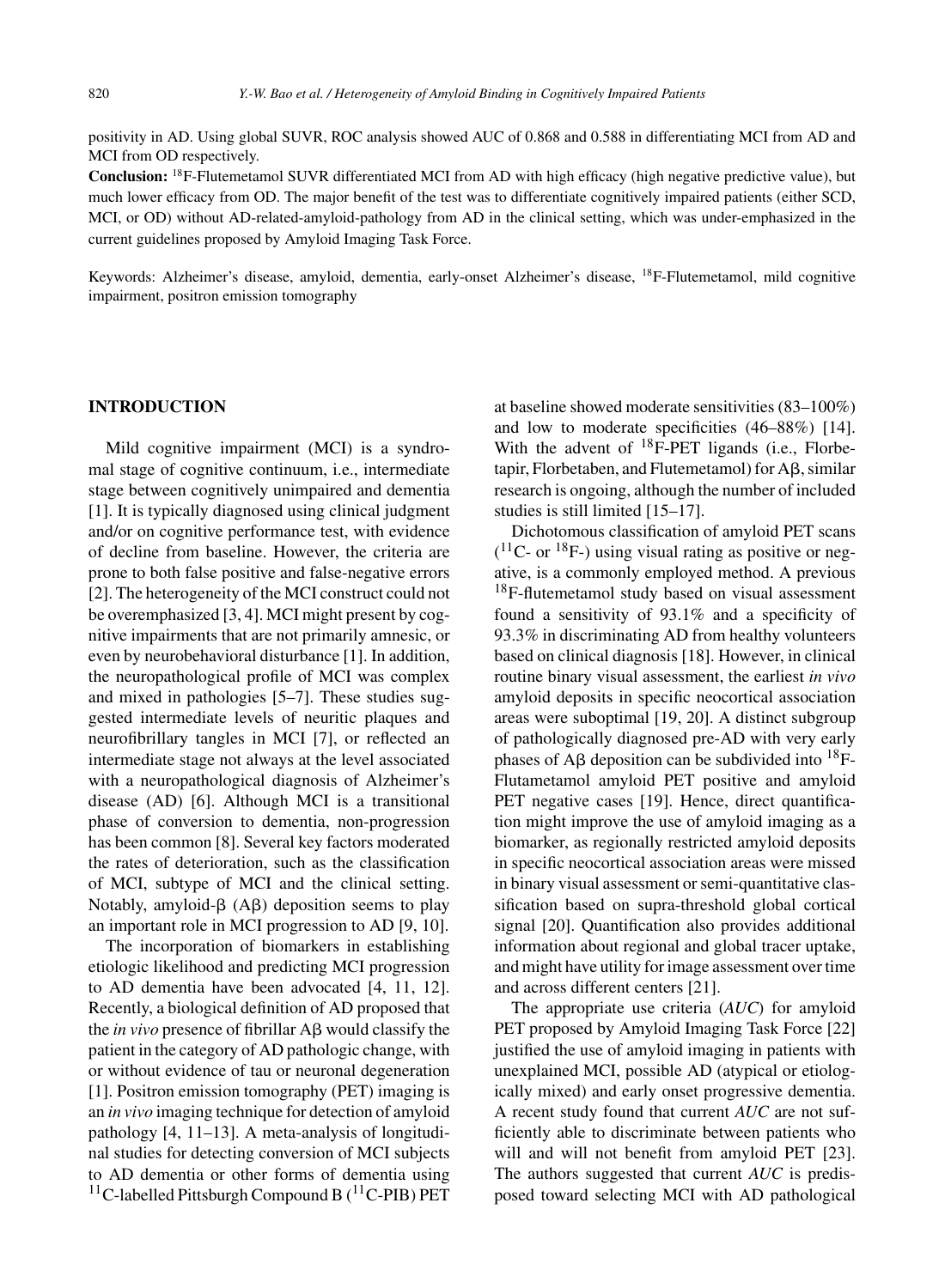positivity in AD. Using global SUVR, ROC analysis showed AUC of 0.868 and 0.588 in differentiating MCI from AD and MCI from OD respectively.

**Conclusion:** $^{18}$F-Flutemetamol SUVR differentiated MCI from AD with high efficacy (high negative predictive value), but much lower efficacy from OD. The major benefit of the test was to differentiate cognitively impaired patients (either SCD, MCI, or OD) without AD-related-amyloid-pathology from AD in the clinical setting, which was under-emphasized in the current guidelines proposed by Amyloid Imaging Task Force.

Keywords: Alzheimer's disease, amyloid, dementia, early-onset Alzheimer's disease, $^{18}$F-Flutemetamol, mild cognitive impairment, positron emission tomography

## INTRODUCTION

Mild cognitive impairment (MCI) is a syndromal stage of cognitive continuum, i.e., intermediate stage between cognitively unimpaired and dementia [1]. It is typically diagnosed using clinical judgment and/or on cognitive performance test, with evidence of decline from baseline. However, the criteria are prone to both false positive and false-negative errors [2]. The heterogeneity of the MCI construct could not be overemphasized [3, 4]. MCI might present by cognitive impairments that are not primarily amnesic, or even by neurobehavioral disturbance [1]. In addition, the neuropathological profile of MCI was complex and mixed in pathologies [5–7]. These studies suggested intermediate levels of neuritic plaques and neurofibrillary tangles in MCI [7], or reflected an intermediate stage not always at the level associated with a neuropathological diagnosis of Alzheimer's disease (AD) [6]. Although MCI is a transitional phase of conversion to dementia, non-progression has been common [8]. Several key factors moderated the rates of deterioration, such as the classification of MCI, subtype of MCI and the clinical setting. Notably, amyloid-β (Aβ) deposition seems to play an important role in MCI progression to AD [9, 10].

The incorporation of biomarkers in establishing etiologic likelihood and predicting MCI progression to AD dementia have been advocated [4, 11, 12]. Recently, a biological definition of AD proposed that the *in vivo* presence of fibrillar Aβ would classify the patient in the category of AD pathologic change, with or without evidence of tau or neuronal degeneration [1]. Positron emission tomography (PET) imaging is an *in vivo* imaging technique for detection of amyloid pathology [4, 11–13]. A meta-analysis of longitudinal studies for detecting conversion of MCI subjects to AD dementia or other forms of dementia using $^{11}$C-labelled Pittsburgh Compound B ($^{11}$C-PIB) PET at baseline showed moderate sensitivities (83–100%) and low to moderate specificities (46–88%) [14]. With the advent of $^{18}$F-PET ligands (i.e., Florbetapir, Florbetaben, and Flutemetamol) for Aβ, similar research is ongoing, although the number of included studies is still limited [15–17].

Dichotomous classification of amyloid PET scans ($^{11}$C- or $^{18}$F-) using visual rating as positive or negative, is a commonly employed method. A previous $^{18}$F-flutemetamol study based on visual assessment found a sensitivity of 93.1% and a specificity of 93.3% in discriminating AD from healthy volunteers based on clinical diagnosis [18]. However, in clinical routine binary visual assessment, the earliest *in vivo* amyloid deposits in specific neocortical association areas were suboptimal [19, 20]. A distinct subgroup of pathologically diagnosed pre-AD with very early phases of Aβ deposition can be subdivided into $^{18}$F-Flutametamol amyloid PET positive and amyloid PET negative cases [19]. Hence, direct quantification might improve the use of amyloid imaging as a biomarker, as regionally restricted amyloid deposits in specific neocortical association areas were missed in binary visual assessment or semi-quantitative classification based on supra-threshold global cortical signal [20]. Quantification also provides additional information about regional and global tracer uptake, and might have utility for image assessment over time and across different centers [21].

The appropriate use criteria (*AUC*) for amyloid PET proposed by Amyloid Imaging Task Force [22] justified the use of amyloid imaging in patients with unexplained MCI, possible AD (atypical or etiologically mixed) and early onset progressive dementia. A recent study found that current *AUC* are not sufficiently able to discriminate between patients who will and will not benefit from amyloid PET [23]. The authors suggested that current *AUC* is predisposed toward selecting MCI with AD pathological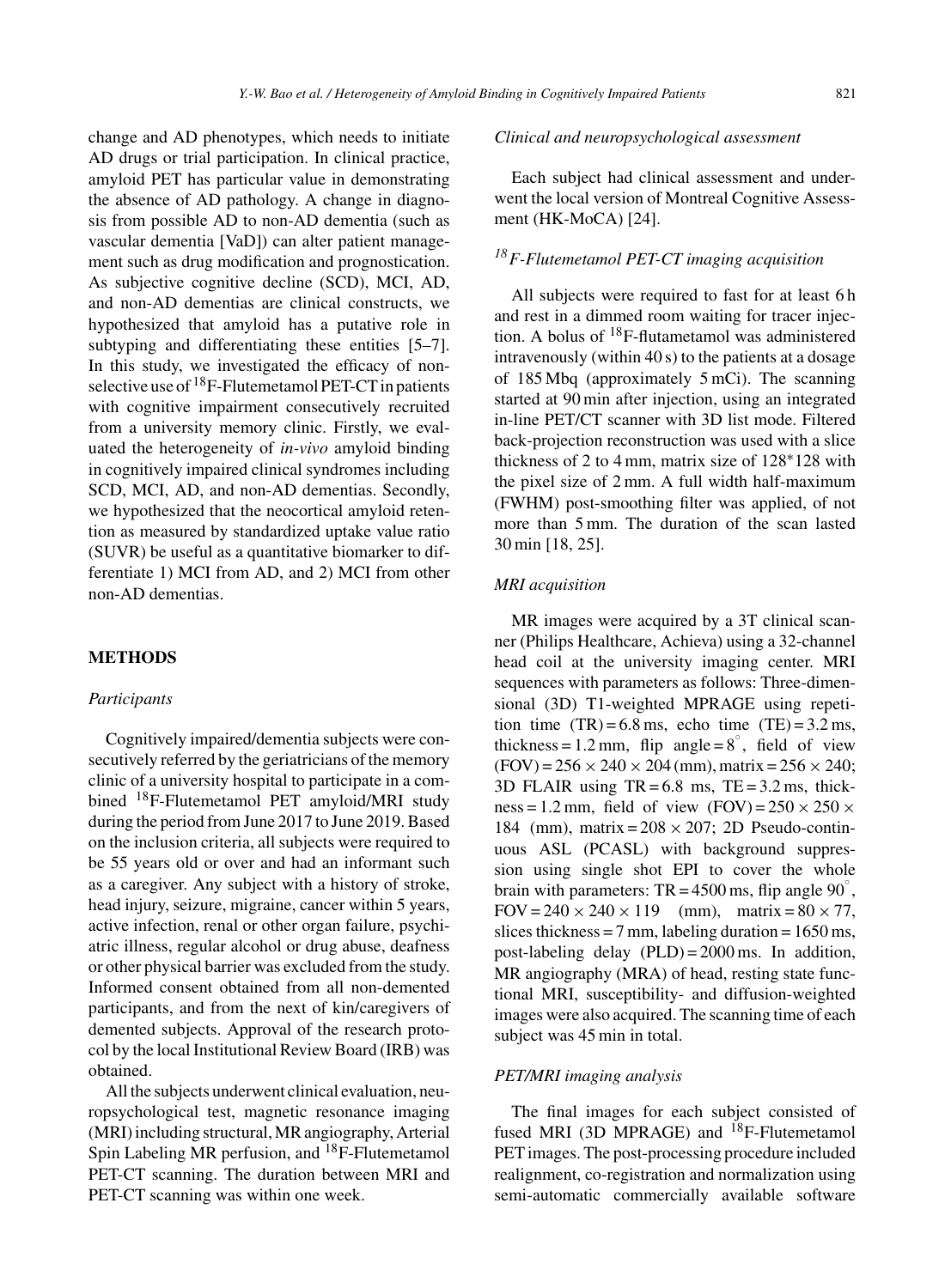change and AD phenotypes, which needs to initiate AD drugs or trial participation. In clinical practice, amyloid PET has particular value in demonstrating the absence of AD pathology. A change in diagnosis from possible AD to non-AD dementia (such as vascular dementia [VaD]) can alter patient management such as drug modification and prognostication. As subjective cognitive decline (SCD), MCI, AD, and non-AD dementias are clinical constructs, we hypothesized that amyloid has a putative role in subtyping and differentiating these entities [5–7]. In this study, we investigated the efficacy of non-selective use of $^{18}$F-Flutemetamol PET-CT in patients with cognitive impairment consecutively recruited from a university memory clinic. Firstly, we evaluated the heterogeneity of *in-vivo* amyloid binding in cognitively impaired clinical syndromes including SCD, MCI, AD, and non-AD dementias. Secondly, we hypothesized that the neocortical amyloid retention as measured by standardized uptake value ratio (SUVR) be useful as a quantitative biomarker to differentiate 1) MCI from AD, and 2) MCI from other non-AD dementias.

## METHODS

### *Participants*

Cognitively impaired/dementia subjects were consecutively referred by the geriatricians of the memory clinic of a university hospital to participate in a combined $^{18}$F-Flutemetamol PET amyloid/MRI study during the period from June 2017 to June 2019. Based on the inclusion criteria, all subjects were required to be 55 years old or over and had an informant such as a caregiver. Any subject with a history of stroke, head injury, seizure, migraine, cancer within 5 years, active infection, renal or other organ failure, psychiatric illness, regular alcohol or drug abuse, deafness or other physical barrier was excluded from the study. Informed consent obtained from all non-demented participants, and from the next of kin/caregivers of demented subjects. Approval of the research protocol by the local Institutional Review Board (IRB) was obtained.

All the subjects underwent clinical evaluation, neuropsychological test, magnetic resonance imaging (MRI) including structural, MR angiography, Arterial Spin Labeling MR perfusion, and $^{18}$F-Flutemetamol PET-CT scanning. The duration between MRI and PET-CT scanning was within one week.

### *Clinical and neuropsychological assessment*

Each subject had clinical assessment and underwent the local version of Montreal Cognitive Assessment (HK-MoCA) [24].

### *$^{18}$F-Flutemetamol PET-CT imaging acquisition*

All subjects were required to fast for at least 6 h and rest in a dimmed room waiting for tracer injection. A bolus of $^{18}$F-flutametamol was administered intravenously (within 40 s) to the patients at a dosage of 185 Mbq (approximately 5 mCi). The scanning started at 90 min after injection, using an integrated in-line PET/CT scanner with 3D list mode. Filtered back-projection reconstruction was used with a slice thickness of 2 to 4 mm, matrix size of 128*128 with the pixel size of 2 mm. A full width half-maximum (FWHM) post-smoothing filter was applied, of not more than 5 mm. The duration of the scan lasted 30 min [18, 25].

### *MRI acquisition*

MR images were acquired by a 3T clinical scanner (Philips Healthcare, Achieva) using a 32-channel head coil at the university imaging center. MRI sequences with parameters as follows: Three-dimensional (3D) T1-weighted MPRAGE using repetition time (TR) = 6.8 ms, echo time (TE) = 3.2 ms, thickness = 1.2 mm, flip angle = 8°, field of view (FOV) = 256 × 240 × 204 (mm), matrix = 256 × 240; 3D FLAIR using TR = 6.8 ms, TE = 3.2 ms, thickness = 1.2 mm, field of view (FOV) = 250 × 250 × 184 (mm), matrix = 208 × 207; 2D Pseudo-continuous ASL (PCASL) with background suppression using single shot EPI to cover the whole brain with parameters: TR = 4500 ms, flip angle 90°, FOV = 240 × 240 × 119 (mm), matrix = 80 × 77, slices thickness = 7 mm, labeling duration = 1650 ms, post-labeling delay (PLD) = 2000 ms. In addition, MR angiography (MRA) of head, resting state functional MRI, susceptibility- and diffusion-weighted images were also acquired. The scanning time of each subject was 45 min in total.

### *PET/MRI imaging analysis*

The final images for each subject consisted of fused MRI (3D MPRAGE) and $^{18}$F-Flutemetamol PET images. The post-processing procedure included realignment, co-registration and normalization using semi-automatic commercially available software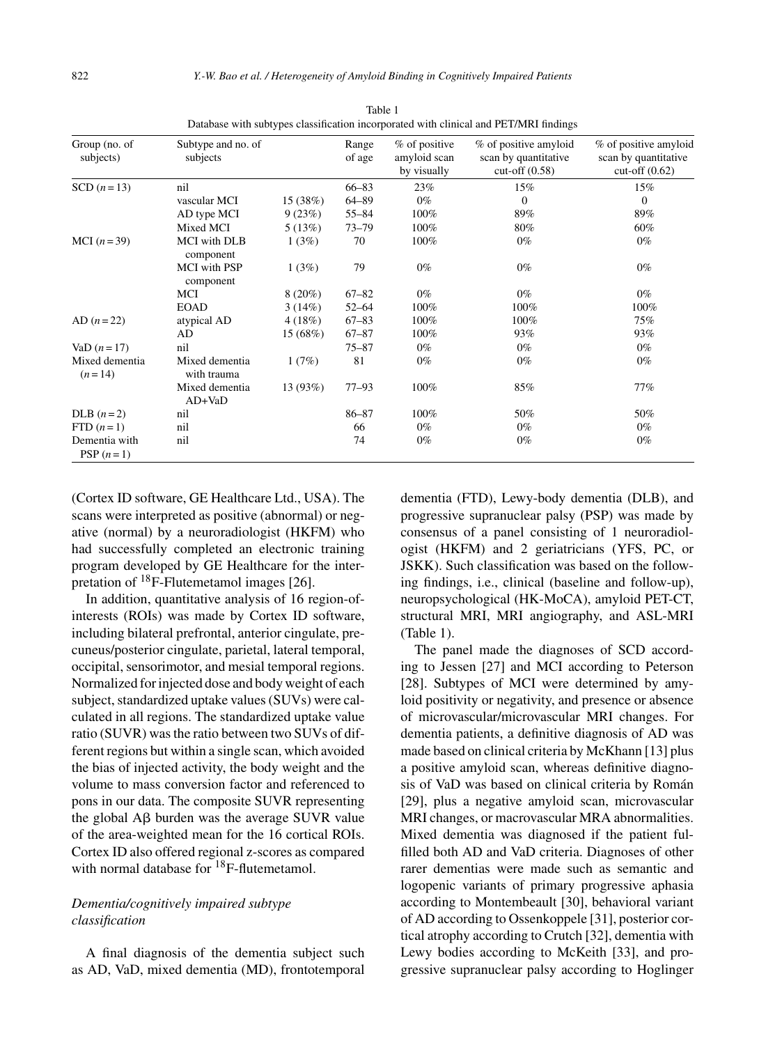Table 1

Database with subtypes classification incorporated with clinical and PET/MRI findings

| Group (no. of subjects) | Subtype and no. of subjects | | Range of age | % of positive amyloid scan by visually | % of positive amyloid scan by quantitative cut-off (0.58) | % of positive amyloid scan by quantitative cut-off (0.62) |
|---|---|---|---|---|---|---|
| SCD ($n = 13$) | nil | | 66–83 | 23% | 15% | 15% |
| MCI ($n = 39$) | vascular MCI | 15 (38%) | 64–89 | 0% | 0 | 0 |
| | AD type MCI | 9 (23%) | 55–84 | 100% | 89% | 89% |
| | Mixed MCI | 5 (13%) | 73–79 | 100% | 80% | 60% |
| | MCI with DLB component | 1 (3%) | 70 | 100% | 0% | 0% |
| | MCI with PSP component | 1 (3%) | 79 | 0% | 0% | 0% |
| | MCI | 8 (20%) | 67–82 | 0% | 0% | 0% |
| AD ($n = 22$) | EOAD | 3 (14%) | 52–64 | 100% | 100% | 100% |
| | atypical AD | 4 (18%) | 67–83 | 100% | 100% | 75% |
| | AD | 15 (68%) | 67–87 | 100% | 93% | 93% |
| VaD ($n = 17$) | nil | | 75–87 | 0% | 0% | 0% |
| Mixed dementia ($n = 14$) | Mixed dementia with trauma | 1 (7%) | 81 | 0% | 0% | 0% |
| | Mixed dementia AD+VaD | 13 (93%) | 77–93 | 100% | 85% | 77% |
| DLB ($n = 2$) | nil | | 86–87 | 100% | 50% | 50% |
| FTD ($n = 1$) | nil | | 66 | 0% | 0% | 0% |
| Dementia with PSP ($n = 1$) | nil | | 74 | 0% | 0% | 0% |

(Cortex ID software, GE Healthcare Ltd., USA). The scans were interpreted as positive (abnormal) or negative (normal) by a neuroradiologist (HKFM) who had successfully completed an electronic training program developed by GE Healthcare for the interpretation of $^{18}$F-Flutemetamol images [26].

In addition, quantitative analysis of 16 region-of-interests (ROIs) was made by Cortex ID software, including bilateral prefrontal, anterior cingulate, precuneus/posterior cingulate, parietal, lateral temporal, occipital, sensorimotor, and mesial temporal regions. Normalized for injected dose and body weight of each subject, standardized uptake values (SUVs) were calculated in all regions. The standardized uptake value ratio (SUVR) was the ratio between two SUVs of different regions but within a single scan, which avoided the bias of injected activity, the body weight and the volume to mass conversion factor and referenced to pons in our data. The composite SUVR representing the global A$\beta$ burden was the average SUVR value of the area-weighted mean for the 16 cortical ROIs. Cortex ID also offered regional z-scores as compared with normal database for $^{18}$F-flutemetamol.

### *Dementia/cognitively impaired subtype classification*

A final diagnosis of the dementia subject such as AD, VaD, mixed dementia (MD), frontotemporal dementia (FTD), Lewy-body dementia (DLB), and progressive supranuclear palsy (PSP) was made by consensus of a panel consisting of 1 neuroradiologist (HKFM) and 2 geriatricians (YFS, PC, or JSKK). Such classification was based on the following findings, i.e., clinical (baseline and follow-up), neuropsychological (HK-MoCA), amyloid PET-CT, structural MRI, MRI angiography, and ASL-MRI (Table 1).

The panel made the diagnoses of SCD according to Jessen [27] and MCI according to Peterson [28]. Subtypes of MCI were determined by amyloid positivity or negativity, and presence or absence of microvascular/microvascular MRI changes. For dementia patients, a definitive diagnosis of AD was made based on clinical criteria by McKhann [13] plus a positive amyloid scan, whereas definitive diagnosis of VaD was based on clinical criteria by Román [29], plus a negative amyloid scan, microvascular MRI changes, or macrovascular MRA abnormalities. Mixed dementia was diagnosed if the patient fulfilled both AD and VaD criteria. Diagnoses of other rarer dementias were made such as semantic and logopenic variants of primary progressive aphasia according to Montembeault [30], behavioral variant of AD according to Ossenkoppele [31], posterior cortical atrophy according to Crutch [32], dementia with Lewy bodies according to McKeith [33], and progressive supranuclear palsy according to Hoglinger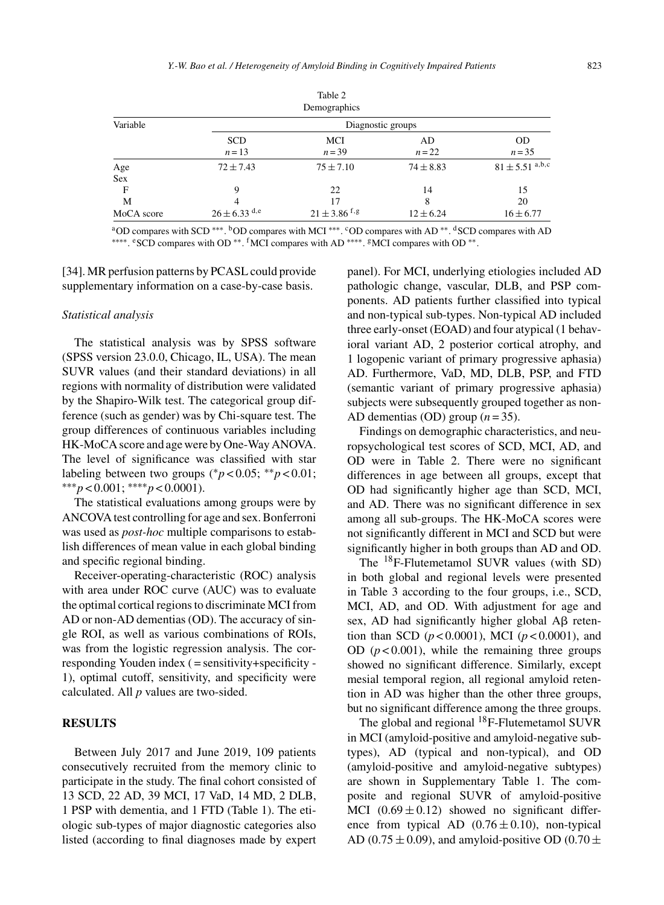Table 2
Demographics

| Variable | Diagnostic groups | | | |
|---|---|---|---|---|
| | SCD $n = 13$ | MCI $n = 39$ | AD $n = 22$ | OD $n = 35$ |
| Age | $72 \pm 7.43$ | $75 \pm 7.10$ | $74 \pm 8.83$ | $81 \pm 5.51$ [a,b,c] |
| Sex | | | | |
| F | 9 | 22 | 14 | 15 |
| M | 4 | 17 | 8 | 20 |
| MoCA score | $26 \pm 6.33$ [d,e] | $21 \pm 3.86$ [f,g] | $12 \pm 6.24$ | $16 \pm 6.77$ |

[a]OD compares with SCD ***. [b]OD compares with MCI ***. [c]OD compares with AD **. [d]SCD compares with AD ****. [e]SCD compares with OD **. [f]MCI compares with AD ****. [g]MCI compares with OD **.

[34]. MR perfusion patterns by PCASL could provide supplementary information on a case-by-case basis.

*Statistical analysis*

The statistical analysis was by SPSS software (SPSS version 23.0.0, Chicago, IL, USA). The mean SUVR values (and their standard deviations) in all regions with normality of distribution were validated by the Shapiro-Wilk test. The categorical group difference (such as gender) was by Chi-square test. The group differences of continuous variables including HK-MoCA score and age were by One-Way ANOVA. The level of significance was classified with star labeling between two groups (*$p < 0.05$; **$p < 0.01$; ***$p < 0.001$; ****$p < 0.0001$).

The statistical evaluations among groups were by ANCOVA test controlling for age and sex. Bonferroni was used as *post-hoc* multiple comparisons to establish differences of mean value in each global binding and specific regional binding.

Receiver-operating-characteristic (ROC) analysis with area under ROC curve (AUC) was to evaluate the optimal cortical regions to discriminate MCI from AD or non-AD dementias (OD). The accuracy of single ROI, as well as various combinations of ROIs, was from the logistic regression analysis. The corresponding Youden index ( = sensitivity+specificity - 1), optimal cutoff, sensitivity, and specificity were calculated. All $p$ values are two-sided.

## RESULTS

Between July 2017 and June 2019, 109 patients consecutively recruited from the memory clinic to participate in the study. The final cohort consisted of 13 SCD, 22 AD, 39 MCI, 17 VaD, 14 MD, 2 DLB, 1 PSP with dementia, and 1 FTD (Table 1). The etiologic sub-types of major diagnostic categories also listed (according to final diagnoses made by expert panel). For MCI, underlying etiologies included AD pathologic change, vascular, DLB, and PSP components. AD patients further classified into typical and non-typical sub-types. Non-typical AD included three early-onset (EOAD) and four atypical (1 behavioral variant AD, 2 posterior cortical atrophy, and 1 logopenic variant of primary progressive aphasia) AD. Furthermore, VaD, MD, DLB, PSP, and FTD (semantic variant of primary progressive aphasia) subjects were subsequently grouped together as non-AD dementias (OD) group ($n = 35$).

Findings on demographic characteristics, and neuropsychological test scores of SCD, MCI, AD, and OD were in Table 2. There were no significant differences in age between all groups, except that OD had significantly higher age than SCD, MCI, and AD. There was no significant difference in sex among all sub-groups. The HK-MoCA scores were not significantly different in MCI and SCD but were significantly higher in both groups than AD and OD.

The $^{18}$F-Flutemetamol SUVR values (with SD) in both global and regional levels were presented in Table 3 according to the four groups, i.e., SCD, MCI, AD, and OD. With adjustment for age and sex, AD had significantly higher global Aβ retention than SCD ($p < 0.0001$), MCI ($p < 0.0001$), and OD ($p < 0.001$), while the remaining three groups showed no significant difference. Similarly, except mesial temporal region, all regional amyloid retention in AD was higher than the other three groups, but no significant difference among the three groups.

The global and regional $^{18}$F-Flutemetamol SUVR in MCI (amyloid-positive and amyloid-negative subtypes), AD (typical and non-typical), and OD (amyloid-positive and amyloid-negative subtypes) are shown in Supplementary Table 1. The composite and regional SUVR of amyloid-positive MCI ($0.69 \pm 0.12$) showed no significant difference from typical AD ($0.76 \pm 0.10$), non-typical AD ($0.75 \pm 0.09$), and amyloid-positive OD ($0.70 \pm$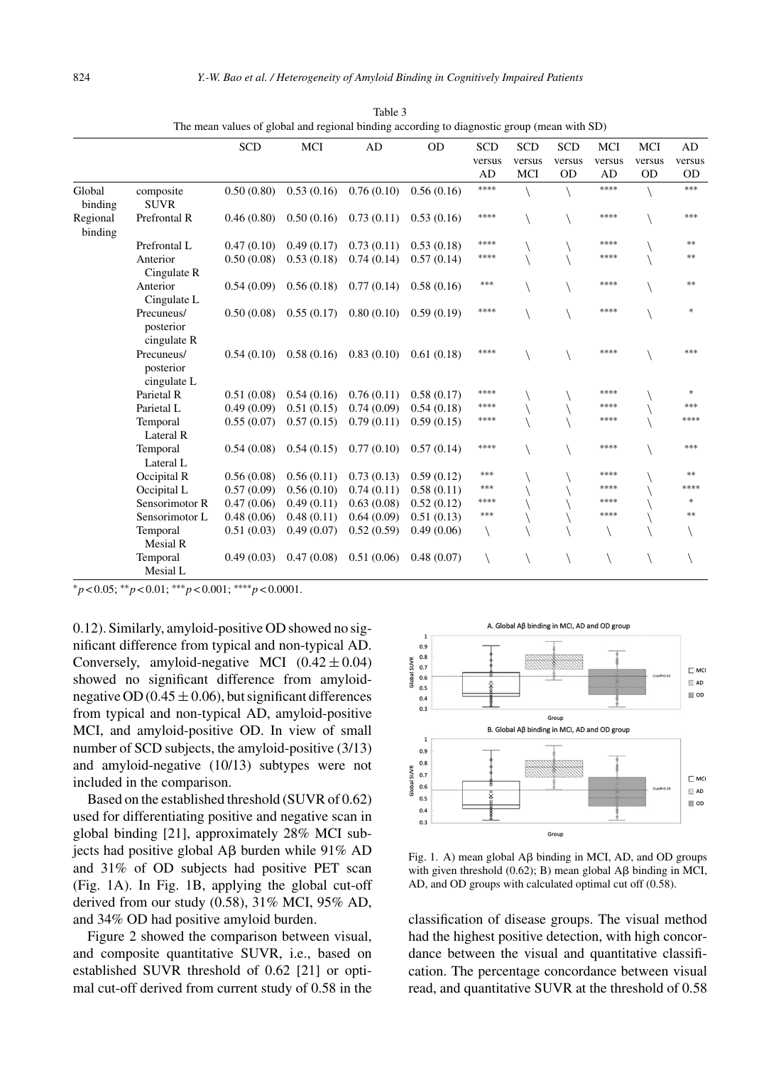Table 3
The mean values of global and regional binding according to diagnostic group (mean with SD)

| | | SCD | MCI | AD | OD | SCD versus AD | SCD versus MCI | SCD versus OD | MCI versus AD | MCI versus OD | AD versus OD |
|---|---|---|---|---|---|---|---|---|---|---|---|
| Global binding | composite SUVR | 0.50 (0.80) | 0.53 (0.16) | 0.76 (0.10) | 0.56 (0.16) | **** | \ | \ | **** | \ | *** |
| Regional binding | Prefrontal R | 0.46 (0.80) | 0.50 (0.16) | 0.73 (0.11) | 0.53 (0.16) | **** | \ | \ | **** | \ | *** |
| | Prefrontal L | 0.47 (0.10) | 0.49 (0.17) | 0.73 (0.11) | 0.53 (0.18) | **** | \ | \ | **** | \ | ** |
| | Anterior Cingulate R | 0.50 (0.08) | 0.53 (0.18) | 0.74 (0.14) | 0.57 (0.14) | **** | \ | \ | **** | \ | ** |
| | Anterior Cingulate L | 0.54 (0.09) | 0.56 (0.18) | 0.77 (0.14) | 0.58 (0.16) | *** | \ | \ | **** | \ | ** |
| | Precuneus/ posterior cingulate R | 0.50 (0.08) | 0.55 (0.17) | 0.80 (0.10) | 0.59 (0.19) | **** | \ | \ | **** | \ | * |
| | Precuneus/ posterior cingulate L | 0.54 (0.10) | 0.58 (0.16) | 0.83 (0.10) | 0.61 (0.18) | **** | \ | \ | **** | \ | *** |
| | Parietal R | 0.51 (0.08) | 0.54 (0.16) | 0.76 (0.11) | 0.58 (0.17) | **** | \ | \ | **** | \ | * |
| | Parietal L | 0.49 (0.09) | 0.51 (0.15) | 0.74 (0.09) | 0.54 (0.18) | **** | \ | \ | **** | \ | *** |
| | Temporal Lateral R | 0.55 (0.07) | 0.57 (0.15) | 0.79 (0.11) | 0.59 (0.15) | **** | \ | \ | **** | \ | **** |
| | Temporal Lateral L | 0.54 (0.08) | 0.54 (0.15) | 0.77 (0.10) | 0.57 (0.14) | **** | \ | \ | **** | \ | *** |
| | Occipital R | 0.56 (0.08) | 0.56 (0.11) | 0.73 (0.13) | 0.59 (0.12) | *** | \ | \ | **** | \ | ** |
| | Occipital L | 0.57 (0.09) | 0.56 (0.10) | 0.74 (0.11) | 0.58 (0.11) | *** | \ | \ | **** | \ | **** |
| | Sensorimotor R | 0.47 (0.06) | 0.49 (0.11) | 0.63 (0.08) | 0.52 (0.12) | **** | \ | \ | **** | \ | * |
| | Sensorimotor L | 0.48 (0.06) | 0.48 (0.11) | 0.64 (0.09) | 0.51 (0.13) | *** | \ | \ | **** | \ | ** |
| | Temporal Mesial R | 0.51 (0.03) | 0.49 (0.07) | 0.52 (0.59) | 0.49 (0.06) | \ | \ | \ | \ | \ | \ |
| | Temporal Mesial L | 0.49 (0.03) | 0.47 (0.08) | 0.51 (0.06) | 0.48 (0.07) | \ | \ | \ | \ | \ | \ |

*$p < 0.05$; **$p < 0.01$; ***$p < 0.001$; ****$p < 0.0001$.

0.12). Similarly, amyloid-positive OD showed no significant difference from typical and non-typical AD. Conversely, amyloid-negative MCI ($0.42 \pm 0.04$) showed no significant difference from amyloid-negative OD ($0.45 \pm 0.06$), but significant differences from typical and non-typical AD, amyloid-positive MCI, and amyloid-positive OD. In view of small number of SCD subjects, the amyloid-positive (3/13) and amyloid-negative (10/13) subtypes were not included in the comparison.

Based on the established threshold (SUVR of 0.62) used for differentiating positive and negative scan in global binding [21], approximately 28% MCI subjects had positive global Aβ burden while 91% AD and 31% of OD subjects had positive PET scan (Fig. 1A). In Fig. 1B, applying the global cut-off derived from our study (0.58), 31% MCI, 95% AD, and 34% OD had positive amyloid burden.

Figure 2 showed the comparison between visual, and composite quantitative SUVR, i.e., based on established SUVR threshold of 0.62 [21] or optimal cut-off derived from current study of 0.58 in the classification of disease groups. The visual method had the highest positive detection, with high concordance between the visual and quantitative classification. The percentage concordance between visual read, and quantitative SUVR at the threshold of 0.58

Fig. 1. A) mean global Aβ binding in MCI, AD, and OD groups with given threshold (0.62); B) mean global Aβ binding in MCI, AD, and OD groups with calculated optimal cut off (0.58).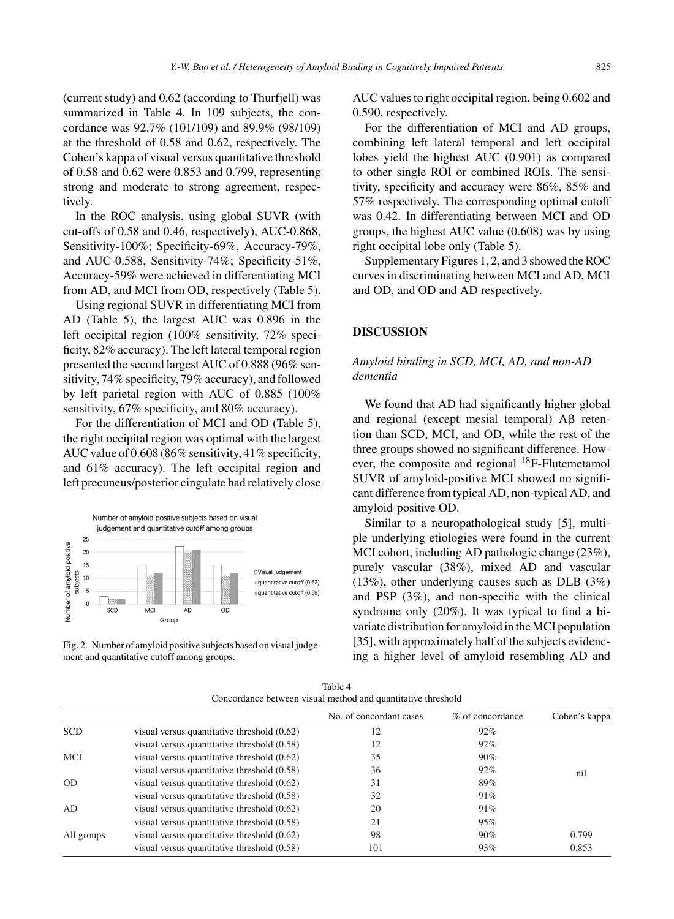(current study) and 0.62 (according to Thurfjell) was summarized in Table 4. In 109 subjects, the concordance was 92.7% (101/109) and 89.9% (98/109) at the threshold of 0.58 and 0.62, respectively. The Cohen's kappa of visual versus quantitative threshold of 0.58 and 0.62 were 0.853 and 0.799, representing strong and moderate to strong agreement, respectively.

In the ROC analysis, using global SUVR (with cut-offs of 0.58 and 0.46, respectively), AUC-0.868, Sensitivity-100%; Specificity-69%, Accuracy-79%, and AUC-0.588, Sensitivity-74%; Specificity-51%, Accuracy-59% were achieved in differentiating MCI from AD, and MCI from OD, respectively (Table 5).

Using regional SUVR in differentiating MCI from AD (Table 5), the largest AUC was 0.896 in the left occipital region (100% sensitivity, 72% specificity, 82% accuracy). The left lateral temporal region presented the second largest AUC of 0.888 (96% sensitivity, 74% specificity, 79% accuracy), and followed by left parietal region with AUC of 0.885 (100% sensitivity, 67% specificity, and 80% accuracy).

For the differentiation of MCI and OD (Table 5), the right occipital region was optimal with the largest AUC value of 0.608 (86% sensitivity, 41% specificity, and 61% accuracy). The left occipital region and left precuneus/posterior cingulate had relatively close AUC values to right occipital region, being 0.602 and 0.590, respectively.

Fig. 2. Number of amyloid positive subjects based on visual judgement and quantitative cutoff among groups.

For the differentiation of MCI and AD groups, combining left lateral temporal and left occipital lobes yield the highest AUC (0.901) as compared to other single ROI or combined ROIs. The sensitivity, specificity and accuracy were 86%, 85% and 57% respectively. The corresponding optimal cutoff was 0.42. In differentiating between MCI and OD groups, the highest AUC value (0.608) was by using right occipital lobe only (Table 5).

Supplementary Figures 1, 2, and 3 showed the ROC curves in discriminating between MCI and AD, MCI and OD, and OD and AD respectively.

## DISCUSSION

### *Amyloid binding in SCD, MCI, AD, and non-AD dementia*

We found that AD had significantly higher global and regional (except mesial temporal) Aβ retention than SCD, MCI, and OD, while the rest of the three groups showed no significant difference. However, the composite and regional $^{18}$F-Flutemetamol SUVR of amyloid-positive MCI showed no significant difference from typical AD, non-typical AD, and amyloid-positive OD.

Similar to a neuropathological study [5], multiple underlying etiologies were found in the current MCI cohort, including AD pathologic change (23%), purely vascular (38%), mixed AD and vascular (13%), other underlying causes such as DLB (3%) and PSP (3%), and non-specific with the clinical syndrome only (20%). It was typical to find a bivariate distribution for amyloid in the MCI population [35], with approximately half of the subjects evidencing a higher level of amyloid resembling AD and

Table 4
Concordance between visual method and quantitative threshold

| | | No. of concordant cases | % of concordance | Cohen's kappa |
|---|---|---|---|---|
| SCD | visual versus quantitative threshold (0.62) | 12 | 92% | |
| | visual versus quantitative threshold (0.58) | 12 | 92% | |
| MCI | visual versus quantitative threshold (0.62) | 35 | 90% | |
| | visual versus quantitative threshold (0.58) | 36 | 92% | nil |
| OD | visual versus quantitative threshold (0.62) | 31 | 89% | |
| | visual versus quantitative threshold (0.58) | 32 | 91% | |
| AD | visual versus quantitative threshold (0.62) | 20 | 91% | |
| | visual versus quantitative threshold (0.58) | 21 | 95% | |
| All groups | visual versus quantitative threshold (0.62) | 98 | 90% | 0.799 |
| | visual versus quantitative threshold (0.58) | 101 | 93% | 0.853 |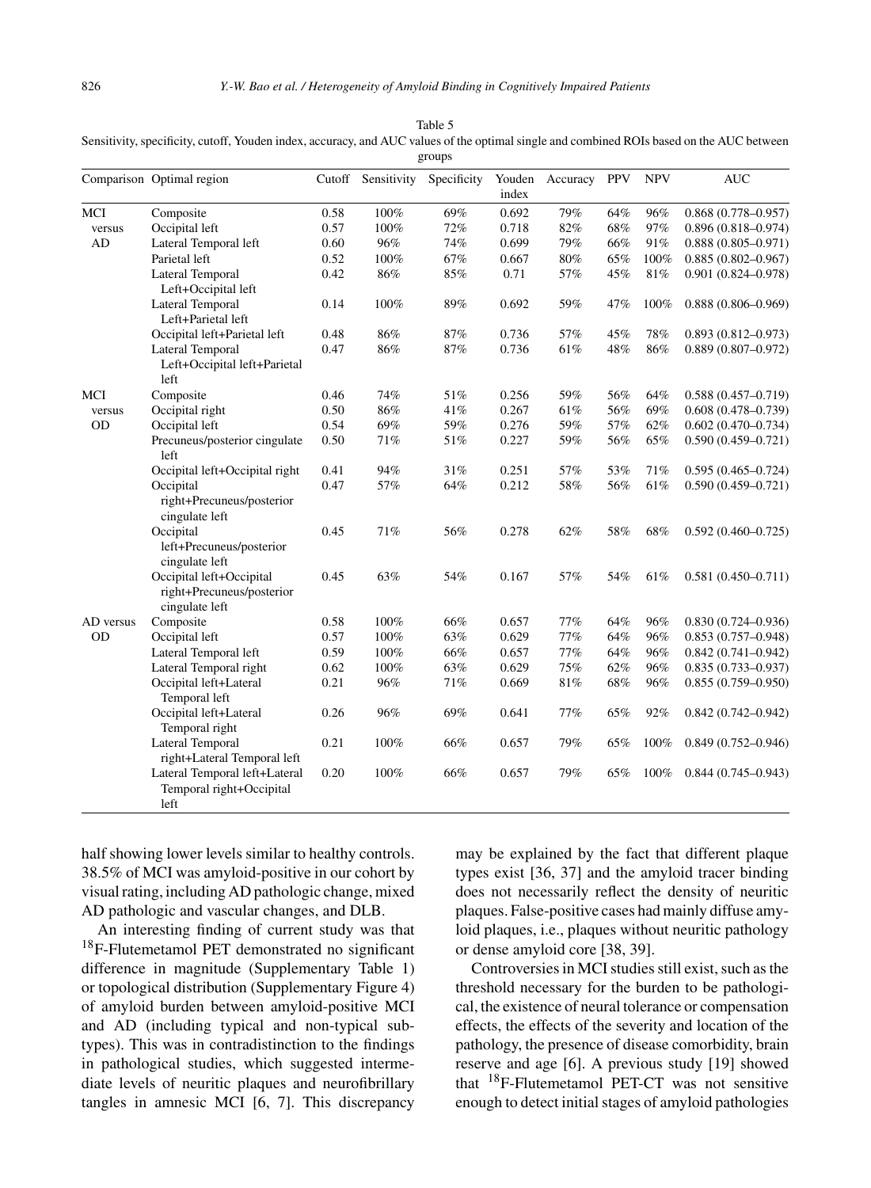Table 5

Sensitivity, specificity, cutoff, Youden index, accuracy, and AUC values of the optimal single and combined ROIs based on the AUC between groups

| Comparison | Optimal region | Cutoff | Sensitivity | Specificity | Youden index | Accuracy | PPV | NPV | AUC |
|---|---|---|---|---|---|---|---|---|---|
| MCI versus AD | Composite | 0.58 | 100% | 69% | 0.692 | 79% | 64% | 96% | 0.868 (0.778–0.957) |
| | Occipital left | 0.57 | 100% | 72% | 0.718 | 82% | 68% | 97% | 0.896 (0.818–0.974) |
| | Lateral Temporal left | 0.60 | 96% | 74% | 0.699 | 79% | 66% | 91% | 0.888 (0.805–0.971) |
| | Parietal left | 0.52 | 100% | 67% | 0.667 | 80% | 65% | 100% | 0.885 (0.802–0.967) |
| | Lateral Temporal Left+Occipital left | 0.42 | 86% | 85% | 0.71 | 57% | 45% | 81% | 0.901 (0.824–0.978) |
| | Lateral Temporal Left+Parietal left | 0.14 | 100% | 89% | 0.692 | 59% | 47% | 100% | 0.888 (0.806–0.969) |
| | Occipital left+Parietal left | 0.48 | 86% | 87% | 0.736 | 57% | 45% | 78% | 0.893 (0.812–0.973) |
| | Lateral Temporal Left+Occipital left+Parietal left | 0.47 | 86% | 87% | 0.736 | 61% | 48% | 86% | 0.889 (0.807–0.972) |
| MCI versus OD | Composite | 0.46 | 74% | 51% | 0.256 | 59% | 56% | 64% | 0.588 (0.457–0.719) |
| | Occipital right | 0.50 | 86% | 41% | 0.267 | 61% | 56% | 69% | 0.608 (0.478–0.739) |
| | Occipital left | 0.54 | 69% | 59% | 0.276 | 59% | 57% | 62% | 0.602 (0.470–0.734) |
| | Precuneus/posterior cingulate left | 0.50 | 71% | 51% | 0.227 | 59% | 56% | 65% | 0.590 (0.459–0.721) |
| | Occipital left+Occipital right | 0.41 | 94% | 31% | 0.251 | 57% | 53% | 71% | 0.595 (0.465–0.724) |
| | Occipital right+Precuneus/posterior cingulate left | 0.47 | 57% | 64% | 0.212 | 58% | 56% | 61% | 0.590 (0.459–0.721) |
| | Occipital left+Precuneus/posterior cingulate left | 0.45 | 71% | 56% | 0.278 | 62% | 58% | 68% | 0.592 (0.460–0.725) |
| | Occipital left+Occipital right+Precuneus/posterior cingulate left | 0.45 | 63% | 54% | 0.167 | 57% | 54% | 61% | 0.581 (0.450–0.711) |
| AD versus OD | Composite | 0.58 | 100% | 66% | 0.657 | 77% | 64% | 96% | 0.830 (0.724–0.936) |
| | Occipital left | 0.57 | 100% | 63% | 0.629 | 77% | 64% | 96% | 0.853 (0.757–0.948) |
| | Lateral Temporal left | 0.59 | 100% | 66% | 0.657 | 77% | 64% | 96% | 0.842 (0.741–0.942) |
| | Lateral Temporal right | 0.62 | 100% | 63% | 0.629 | 75% | 62% | 96% | 0.835 (0.733–0.937) |
| | Occipital left+Lateral Temporal left | 0.21 | 96% | 71% | 0.669 | 81% | 68% | 96% | 0.855 (0.759–0.950) |
| | Occipital left+Lateral Temporal right | 0.26 | 96% | 69% | 0.641 | 77% | 65% | 92% | 0.842 (0.742–0.942) |
| | Lateral Temporal right+Lateral Temporal left | 0.21 | 100% | 66% | 0.657 | 79% | 65% | 100% | 0.849 (0.752–0.946) |
| | Lateral Temporal left+Lateral Temporal right+Occipital left | 0.20 | 100% | 66% | 0.657 | 79% | 65% | 100% | 0.844 (0.745–0.943) |

half showing lower levels similar to healthy controls. 38.5% of MCI was amyloid-positive in our cohort by visual rating, including AD pathologic change, mixed AD pathologic and vascular changes, and DLB.

An interesting finding of current study was that $^{18}$F-Flutemetamol PET demonstrated no significant difference in magnitude (Supplementary Table 1) or topological distribution (Supplementary Figure 4) of amyloid burden between amyloid-positive MCI and AD (including typical and non-typical subtypes). This was in contradistinction to the findings in pathological studies, which suggested intermediate levels of neuritic plaques and neurofibrillary tangles in amnesic MCI [6, 7]. This discrepancy may be explained by the fact that different plaque types exist [36, 37] and the amyloid tracer binding does not necessarily reflect the density of neuritic plaques. False-positive cases had mainly diffuse amyloid plaques, i.e., plaques without neuritic pathology or dense amyloid core [38, 39].

Controversies in MCI studies still exist, such as the threshold necessary for the burden to be pathological, the existence of neural tolerance or compensation effects, the effects of the severity and location of the pathology, the presence of disease comorbidity, brain reserve and age [6]. A previous study [19] showed that $^{18}$F-Flutemetamol PET-CT was not sensitive enough to detect initial stages of amyloid pathologies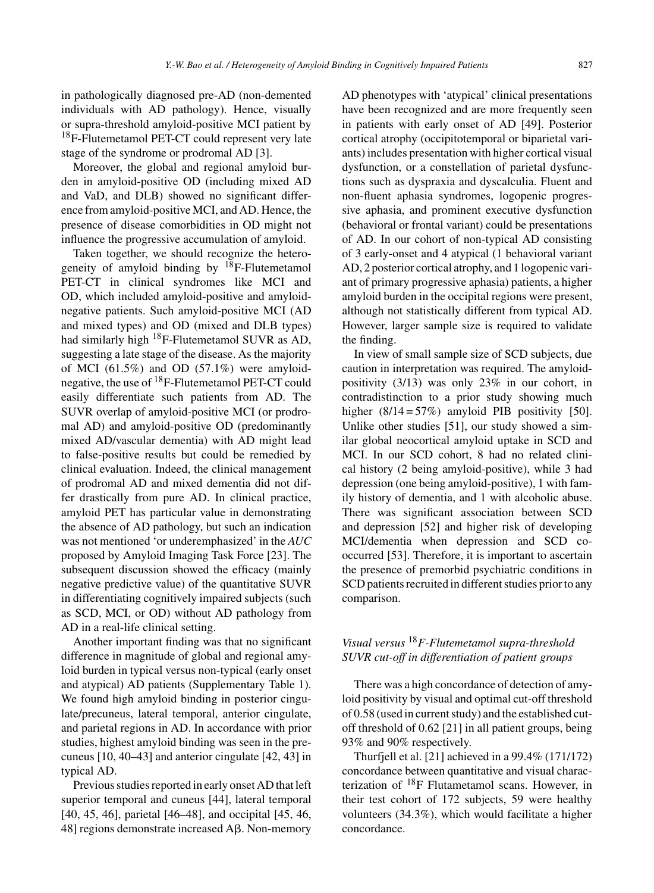in pathologically diagnosed pre-AD (non-demented individuals with AD pathology). Hence, visually or supra-threshold amyloid-positive MCI patient by $^{18}$F-Flutemetamol PET-CT could represent very late stage of the syndrome or prodromal AD [3].

Moreover, the global and regional amyloid burden in amyloid-positive OD (including mixed AD and VaD, and DLB) showed no significant difference from amyloid-positive MCI, and AD. Hence, the presence of disease comorbidities in OD might not influence the progressive accumulation of amyloid.

Taken together, we should recognize the heterogeneity of amyloid binding by $^{18}$F-Flutemetamol PET-CT in clinical syndromes like MCI and OD, which included amyloid-positive and amyloid-negative patients. Such amyloid-positive MCI (AD and mixed types) and OD (mixed and DLB types) had similarly high $^{18}$F-Flutemetamol SUVR as AD, suggesting a late stage of the disease. As the majority of MCI (61.5%) and OD (57.1%) were amyloid-negative, the use of $^{18}$F-Flutemetamol PET-CT could easily differentiate such patients from AD. The SUVR overlap of amyloid-positive MCI (or prodromal AD) and amyloid-positive OD (predominantly mixed AD/vascular dementia) with AD might lead to false-positive results but could be remedied by clinical evaluation. Indeed, the clinical management of prodromal AD and mixed dementia did not differ drastically from pure AD. In clinical practice, amyloid PET has particular value in demonstrating the absence of AD pathology, but such an indication was not mentioned 'or underemphasized' in the *AUC* proposed by Amyloid Imaging Task Force [23]. The subsequent discussion showed the efficacy (mainly negative predictive value) of the quantitative SUVR in differentiating cognitively impaired subjects (such as SCD, MCI, or OD) without AD pathology from AD in a real-life clinical setting.

Another important finding was that no significant difference in magnitude of global and regional amyloid burden in typical versus non-typical (early onset and atypical) AD patients (Supplementary Table 1). We found high amyloid binding in posterior cingulate/precuneus, lateral temporal, anterior cingulate, and parietal regions in AD. In accordance with prior studies, highest amyloid binding was seen in the precuneus [10, 40–43] and anterior cingulate [42, 43] in typical AD.

Previous studies reported in early onset AD that left superior temporal and cuneus [44], lateral temporal [40, 45, 46], parietal [46–48], and occipital [45, 46, 48] regions demonstrate increased Aβ. Non-memory AD phenotypes with 'atypical' clinical presentations have been recognized and are more frequently seen in patients with early onset of AD [49]. Posterior cortical atrophy (occipitotemporal or biparietal variants) includes presentation with higher cortical visual dysfunction, or a constellation of parietal dysfunctions such as dyspraxia and dyscalculia. Fluent and non-fluent aphasia syndromes, logopenic progressive aphasia, and prominent executive dysfunction (behavioral or frontal variant) could be presentations of AD. In our cohort of non-typical AD consisting of 3 early-onset and 4 atypical (1 behavioral variant AD, 2 posterior cortical atrophy, and 1 logopenic variant of primary progressive aphasia) patients, a higher amyloid burden in the occipital regions were present, although not statistically different from typical AD. However, larger sample size is required to validate the finding.

In view of small sample size of SCD subjects, due caution in interpretation was required. The amyloid-positivity (3/13) was only 23% in our cohort, in contradistinction to a prior study showing much higher (8/14 = 57%) amyloid PIB positivity [50]. Unlike other studies [51], our study showed a similar global neocortical amyloid uptake in SCD and MCI. In our SCD cohort, 8 had no related clinical history (2 being amyloid-positive), while 3 had depression (one being amyloid-positive), 1 with family history of dementia, and 1 with alcoholic abuse. There was significant association between SCD and depression [52] and higher risk of developing MCI/dementia when depression and SCD co-occurred [53]. Therefore, it is important to ascertain the presence of premorbid psychiatric conditions in SCD patients recruited in different studies prior to any comparison.

### *Visual versus $^{18}$F-Flutemetamol supra-threshold SUVR cut-off in differentiation of patient groups*

There was a high concordance of detection of amyloid positivity by visual and optimal cut-off threshold of 0.58 (used in current study) and the established cut-off threshold of 0.62 [21] in all patient groups, being 93% and 90% respectively.

Thurfjell et al. [21] achieved in a 99.4% (171/172) concordance between quantitative and visual characterization of $^{18}$F Flutametamol scans. However, in their test cohort of 172 subjects, 59 were healthy volunteers (34.3%), which would facilitate a higher concordance.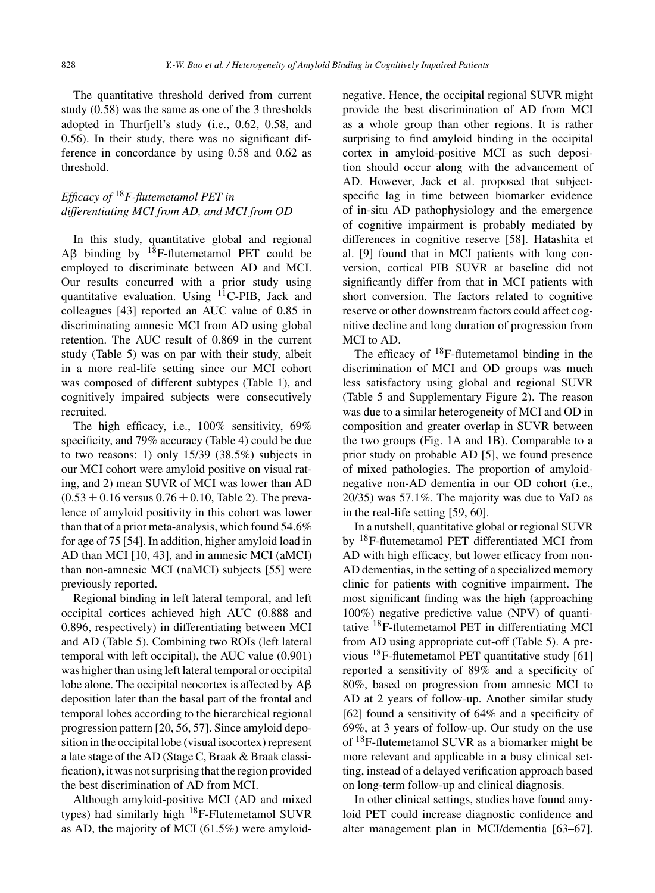The quantitative threshold derived from current study (0.58) was the same as one of the 3 thresholds adopted in Thurfjell's study (i.e., 0.62, 0.58, and 0.56). In their study, there was no significant difference in concordance by using 0.58 and 0.62 as threshold.

### *Efficacy of $^{18}$F-flutemetamol PET in differentiating MCI from AD, and MCI from OD*

In this study, quantitative global and regional Aβ binding by $^{18}$F-flutemetamol PET could be employed to discriminate between AD and MCI. Our results concurred with a prior study using quantitative evaluation. Using $^{11}$C-PIB, Jack and colleagues [43] reported an AUC value of 0.85 in discriminating amnesic MCI from AD using global retention. The AUC result of 0.869 in the current study (Table 5) was on par with their study, albeit in a more real-life setting since our MCI cohort was composed of different subtypes (Table 1), and cognitively impaired subjects were consecutively recruited.

The high efficacy, i.e., 100% sensitivity, 69% specificity, and 79% accuracy (Table 4) could be due to two reasons: 1) only 15/39 (38.5%) subjects in our MCI cohort were amyloid positive on visual rating, and 2) mean SUVR of MCI was lower than AD ($0.53 \pm 0.16$ versus $0.76 \pm 0.10$, Table 2). The prevalence of amyloid positivity in this cohort was lower than that of a prior meta-analysis, which found 54.6% for age of 75 [54]. In addition, higher amyloid load in AD than MCI [10, 43], and in amnesic MCI (aMCI) than non-amnesic MCI (naMCI) subjects [55] were previously reported.

Regional binding in left lateral temporal, and left occipital cortices achieved high AUC (0.888 and 0.896, respectively) in differentiating between MCI and AD (Table 5). Combining two ROIs (left lateral temporal with left occipital), the AUC value (0.901) was higher than using left lateral temporal or occipital lobe alone. The occipital neocortex is affected by Aβ deposition later than the basal part of the frontal and temporal lobes according to the hierarchical regional progression pattern [20, 56, 57]. Since amyloid deposition in the occipital lobe (visual isocortex) represent a late stage of the AD (Stage C, Braak & Braak classification), it was not surprising that the region provided the best discrimination of AD from MCI.

Although amyloid-positive MCI (AD and mixed types) had similarly high $^{18}$F-Flutemetamol SUVR as AD, the majority of MCI (61.5%) were amyloid-negative. Hence, the occipital regional SUVR might provide the best discrimination of AD from MCI as a whole group than other regions. It is rather surprising to find amyloid binding in the occipital cortex in amyloid-positive MCI as such deposition should occur along with the advancement of AD. However, Jack et al. proposed that subject-specific lag in time between biomarker evidence of in-situ AD pathophysiology and the emergence of cognitive impairment is probably mediated by differences in cognitive reserve [58]. Hatashita et al. [9] found that in MCI patients with long conversion, cortical PIB SUVR at baseline did not significantly differ from that in MCI patients with short conversion. The factors related to cognitive reserve or other downstream factors could affect cognitive decline and long duration of progression from MCI to AD.

The efficacy of $^{18}$F-flutemetamol binding in the discrimination of MCI and OD groups was much less satisfactory using global and regional SUVR (Table 5 and Supplementary Figure 2). The reason was due to a similar heterogeneity of MCI and OD in composition and greater overlap in SUVR between the two groups (Fig. 1A and 1B). Comparable to a prior study on probable AD [5], we found presence of mixed pathologies. The proportion of amyloid-negative non-AD dementia in our OD cohort (i.e., 20/35) was 57.1%. The majority was due to VaD as in the real-life setting [59, 60].

In a nutshell, quantitative global or regional SUVR by $^{18}$F-flutemetamol PET differentiated MCI from AD with high efficacy, but lower efficacy from non-AD dementias, in the setting of a specialized memory clinic for patients with cognitive impairment. The most significant finding was the high (approaching 100%) negative predictive value (NPV) of quantitative $^{18}$F-flutemetamol PET in differentiating MCI from AD using appropriate cut-off (Table 5). A previous $^{18}$F-flutemetamol PET quantitative study [61] reported a sensitivity of 89% and a specificity of 80%, based on progression from amnesic MCI to AD at 2 years of follow-up. Another similar study [62] found a sensitivity of 64% and a specificity of 69%, at 3 years of follow-up. Our study on the use of $^{18}$F-flutemetamol SUVR as a biomarker might be more relevant and applicable in a busy clinical setting, instead of a delayed verification approach based on long-term follow-up and clinical diagnosis.

In other clinical settings, studies have found amyloid PET could increase diagnostic confidence and alter management plan in MCI/dementia [63–67].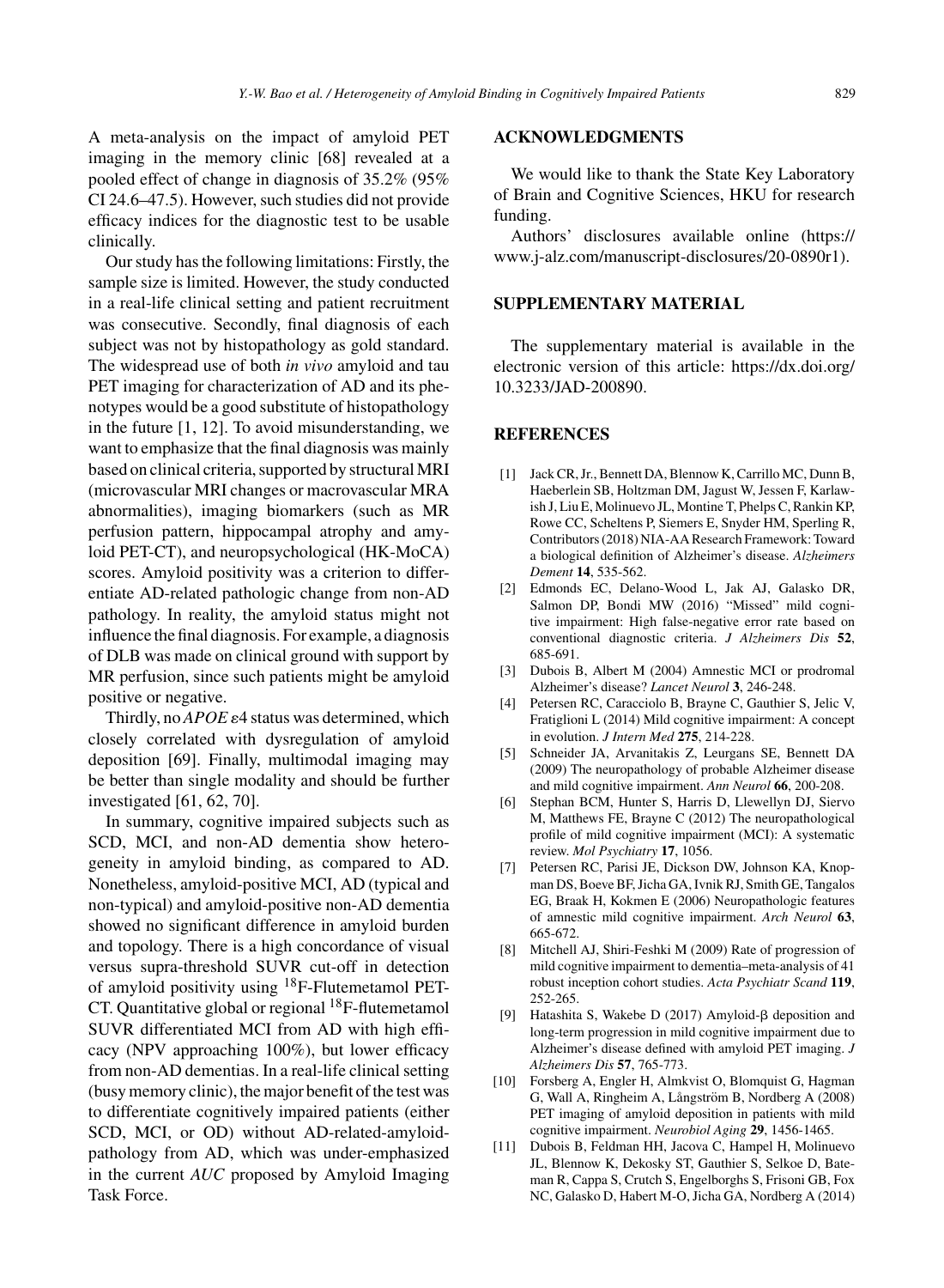A meta-analysis on the impact of amyloid PET imaging in the memory clinic [68] revealed at a pooled effect of change in diagnosis of 35.2% (95% CI 24.6–47.5). However, such studies did not provide efficacy indices for the diagnostic test to be usable clinically.

Our study has the following limitations: Firstly, the sample size is limited. However, the study conducted in a real-life clinical setting and patient recruitment was consecutive. Secondly, final diagnosis of each subject was not by histopathology as gold standard. The widespread use of both *in vivo* amyloid and tau PET imaging for characterization of AD and its phenotypes would be a good substitute of histopathology in the future [1, 12]. To avoid misunderstanding, we want to emphasize that the final diagnosis was mainly based on clinical criteria, supported by structural MRI (microvascular MRI changes or macrovascular MRA abnormalities), imaging biomarkers (such as MR perfusion pattern, hippocampal atrophy and amyloid PET-CT), and neuropsychological (HK-MoCA) scores. Amyloid positivity was a criterion to differentiate AD-related pathologic change from non-AD pathology. In reality, the amyloid status might not influence the final diagnosis. For example, a diagnosis of DLB was made on clinical ground with support by MR perfusion, since such patients might be amyloid positive or negative.

Thirdly, no *APOE* $\varepsilon$4 status was determined, which closely correlated with dysregulation of amyloid deposition [69]. Finally, multimodal imaging may be better than single modality and should be further investigated [61, 62, 70].

In summary, cognitive impaired subjects such as SCD, MCI, and non-AD dementia show heterogeneity in amyloid binding, as compared to AD. Nonetheless, amyloid-positive MCI, AD (typical and non-typical) and amyloid-positive non-AD dementia showed no significant difference in amyloid burden and topology. There is a high concordance of visual versus supra-threshold SUVR cut-off in detection of amyloid positivity using $^{18}$F-Flutemetamol PET-CT. Quantitative global or regional $^{18}$F-flutemetamol SUVR differentiated MCI from AD with high efficacy (NPV approaching 100%), but lower efficacy from non-AD dementias. In a real-life clinical setting (busy memory clinic), the major benefit of the test was to differentiate cognitively impaired patients (either SCD, MCI, or OD) without AD-related-amyloid-pathology from AD, which was under-emphasized in the current *AUC* proposed by Amyloid Imaging Task Force.

## ACKNOWLEDGMENTS

We would like to thank the State Key Laboratory of Brain and Cognitive Sciences, HKU for research funding.

Authors' disclosures available online (https://www.j-alz.com/manuscript-disclosures/20-0890r1).

## SUPPLEMENTARY MATERIAL

The supplementary material is available in the electronic version of this article: https://dx.doi.org/10.3233/JAD-200890.

## REFERENCES

[1] Jack CR, Jr., Bennett DA, Blennow K, Carrillo MC, Dunn B, Haeberlein SB, Holtzman DM, Jagust W, Jessen F, Karlawish J, Liu E, Molinuevo JL, Montine T, Phelps C, Rankin KP, Rowe CC, Scheltens P, Siemers E, Snyder HM, Sperling R, Contributors (2018) NIA-AA Research Framework: Toward a biological definition of Alzheimer's disease. *Alzheimers Dement* **14**, 535-562.

[2] Edmonds EC, Delano-Wood L, Jak AJ, Galasko DR, Salmon DP, Bondi MW (2016) "Missed" mild cognitive impairment: High false-negative error rate based on conventional diagnostic criteria. *J Alzheimers Dis* **52**, 685-691.

[3] Dubois B, Albert M (2004) Amnestic MCI or prodromal Alzheimer's disease? *Lancet Neurol* **3**, 246-248.

[4] Petersen RC, Caracciolo B, Brayne C, Gauthier S, Jelic V, Fratiglioni L (2014) Mild cognitive impairment: A concept in evolution. *J Intern Med* **275**, 214-228.

[5] Schneider JA, Arvanitakis Z, Leurgans SE, Bennett DA (2009) The neuropathology of probable Alzheimer disease and mild cognitive impairment. *Ann Neurol* **66**, 200-208.

[6] Stephan BCM, Hunter S, Harris D, Llewellyn DJ, Siervo M, Matthews FE, Brayne C (2012) The neuropathological profile of mild cognitive impairment (MCI): A systematic review. *Mol Psychiatry* **17**, 1056.

[7] Petersen RC, Parisi JE, Dickson DW, Johnson KA, Knopman DS, Boeve BF, Jicha GA, Ivnik RJ, Smith GE, Tangalos EG, Braak H, Kokmen E (2006) Neuropathologic features of amnestic mild cognitive impairment. *Arch Neurol* **63**, 665-672.

[8] Mitchell AJ, Shiri-Feshki M (2009) Rate of progression of mild cognitive impairment to dementia–meta-analysis of 41 robust inception cohort studies. *Acta Psychiatr Scand* **119**, 252-265.

[9] Hatashita S, Wakebe D (2017) Amyloid-β deposition and long-term progression in mild cognitive impairment due to Alzheimer's disease defined with amyloid PET imaging. *J Alzheimers Dis* **57**, 765-773.

[10] Forsberg A, Engler H, Almkvist O, Blomquist G, Hagman G, Wall A, Ringheim A, Långström B, Nordberg A (2008) PET imaging of amyloid deposition in patients with mild cognitive impairment. *Neurobiol Aging* **29**, 1456-1465.

[11] Dubois B, Feldman HH, Jacova C, Hampel H, Molinuevo JL, Blennow K, Dekosky ST, Gauthier S, Selkoe D, Bateman R, Cappa S, Crutch S, Engelborghs S, Frisoni GB, Fox NC, Galasko D, Habert M-O, Jicha GA, Nordberg A (2014)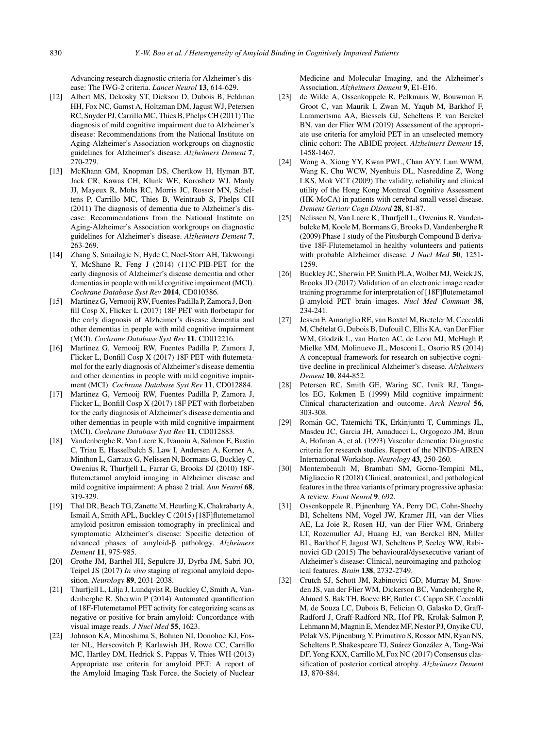Advancing research diagnostic criteria for Alzheimer's disease: The IWG-2 criteria. *Lancet Neurol* **13**, 614-629.

[12] Albert MS, Dekosky ST, Dickson D, Dubois B, Feldman HH, Fox NC, Gamst A, Holtzman DM, Jagust WJ, Petersen RC, Snyder PJ, Carrillo MC, Thies B, Phelps CH (2011) The diagnosis of mild cognitive impairment due to Alzheimer's disease: Recommendations from the National Institute on Aging-Alzheimer's Association workgroups on diagnostic guidelines for Alzheimer's disease. *Alzheimers Dement* **7**, 270-279.

[13] McKhann GM, Knopman DS, Chertkow H, Hyman BT, Jack CR, Kawas CH, Klunk WE, Koroshetz WJ, Manly JJ, Mayeux R, Mohs RC, Morris JC, Rossor MN, Scheltens P, Carrillo MC, Thies B, Weintraub S, Phelps CH (2011) The diagnosis of dementia due to Alzheimer's disease: Recommendations from the National Institute on Aging-Alzheimer's Association workgroups on diagnostic guidelines for Alzheimer's disease. *Alzheimers Dement* **7**, 263-269.

[14] Zhang S, Smailagic N, Hyde C, Noel-Storr AH, Takwoingi Y, McShane R, Feng J (2014) (11)C-PIB-PET for the early diagnosis of Alzheimer's disease dementia and other dementias in people with mild cognitive impairment (MCI). *Cochrane Database Syst Rev* **2014**, CD010386.

[15] Martinez G, Vernooij RW, Fuentes Padilla P, Zamora J, Bonfill Cosp X, Flicker L (2017) 18F PET with florbetapir for the early diagnosis of Alzheimer's disease dementia and other dementias in people with mild cognitive impairment (MCI). *Cochrane Database Syst Rev* **11**, CD012216.

[16] Martinez G, Vernooij RW, Fuentes Padilla P, Zamora J, Flicker L, Bonfill Cosp X (2017) 18F PET with flutemetamol for the early diagnosis of Alzheimer's disease dementia and other dementias in people with mild cognitive impairment (MCI). *Cochrane Database Syst Rev* **11**, CD012884.

[17] Martinez G, Vernooij RW, Fuentes Padilla P, Zamora J, Flicker L, Bonfill Cosp X (2017) 18F PET with florbetaben for the early diagnosis of Alzheimer's disease dementia and other dementias in people with mild cognitive impairment (MCI). *Cochrane Database Syst Rev* **11**, CD012883.

[18] Vandenberghe R, Van Laere K, Ivanoiu A, Salmon E, Bastin C, Triau E, Hasselbalch S, Law I, Andersen A, Korner A, Minthon L, Garraux G, Nelissen N, Bormans G, Buckley C, Owenius R, Thurfjell L, Farrar G, Brooks DJ (2010) 18F-flutemetamol amyloid imaging in Alzheimer disease and mild cognitive impairment: A phase 2 trial. *Ann Neurol* **68**, 319-329.

[19] Thal DR, Beach TG, Zanette M, Heurling K, Chakrabarty A, Ismail A, Smith APL, Buckley C (2015) [18F]flutemetamol amyloid positron emission tomography in preclinical and symptomatic Alzheimer's disease: Specific detection of advanced phases of amyloid-β pathology. *Alzheimers Dement* **11**, 975-985.

[20] Grothe JM, Barthel JH, Sepulcre JJ, Dyrba JM, Sabri JO, Teipel JS (2017) *In vivo* staging of regional amyloid deposition. *Neurology* **89**, 2031-2038.

[21] Thurfjell L, Lilja J, Lundqvist R, Buckley C, Smith A, Vandenberghe R, Sherwin P (2014) Automated quantification of 18F-Flutemetamol PET activity for categorizing scans as negative or positive for brain amyloid: Concordance with visual image reads. *J Nucl Med* **55**, 1623.

[22] Johnson KA, Minoshima S, Bohnen NI, Donohoe KJ, Foster NL, Herscovitch P, Karlawish JH, Rowe CC, Carrillo MC, Hartley DM, Hedrick S, Pappas V, Thies WH (2013) Appropriate use criteria for amyloid PET: A report of the Amyloid Imaging Task Force, the Society of Nuclear Medicine and Molecular Imaging, and the Alzheimer's Association. *Alzheimers Dement* **9**, E1-E16.

[23] de Wilde A, Ossenkoppele R, Pelkmans W, Bouwman F, Groot C, van Maurik I, Zwan M, Yaqub M, Barkhof F, Lammertsma AA, Biessels GJ, Scheltens P, van Berckel BN, van der Flier WM (2019) Assessment of the appropriate use criteria for amyloid PET in an unselected memory clinic cohort: The ABIDE project. *Alzheimers Dement* **15**, 1458-1467.

[24] Wong A, Xiong YY, Kwan PWL, Chan AYY, Lam WWM, Wang K, Chu WCW, Nyenhuis DL, Nasreddine Z, Wong LKS, Mok VCT (2009) The validity, reliability and clinical utility of the Hong Kong Montreal Cognitive Assessment (HK-MoCA) in patients with cerebral small vessel disease. *Dement Geriatr Cogn Disord* **28**, 81-87.

[25] Nelissen N, Van Laere K, Thurfjell L, Owenius R, Vandenbulcke M, Koole M, Bormans G, Brooks D, Vandenberghe R (2009) Phase 1 study of the Pittsburgh Compound B derivative 18F-Flutemetamol in healthy volunteers and patients with probable Alzheimer disease. *J Nucl Med* **50**, 1251-1259.

[26] Buckley JC, Sherwin FP, Smith PLA, Wolber MJ, Weick JS, Brooks JD (2017) Validation of an electronic image reader training programme for interpretation of [18F]flutemetamol β-amyloid PET brain images. *Nucl Med Commun* **38**, 234-241.

[27] Jessen F, Amariglio RE, van Boxtel M, Breteler M, Ceccaldi M, Chételat G, Dubois B, Dufouil C, Ellis KA, van Der Flier WM, Glodzik L, van Harten AC, de Leon MJ, McHugh P, Mielke MM, Molinuevo JL, Mosconi L, Osorio RS (2014) A conceptual framework for research on subjective cognitive decline in preclinical Alzheimer's disease. *Alzheimers Dement* **10**, 844-852.

[28] Petersen RC, Smith GE, Waring SC, Ivnik RJ, Tangalos EG, Kokmen E (1999) Mild cognitive impairment: Clinical characterization and outcome. *Arch Neurol* **56**, 303-308.

[29] Román GC, Tatemichi TK, Erkinjuntti T, Cummings JL, Masdeu JC, Garcia JH, Amaducci L, Orgogozo JM, Brun A, Hofman A, et al. (1993) Vascular dementia: Diagnostic criteria for research studies. Report of the NINDS-AIREN International Workshop. *Neurology* **43**, 250-260.

[30] Montembeault M, Brambati SM, Gorno-Tempini ML, Migliaccio R (2018) Clinical, anatomical, and pathological features in the three variants of primary progressive aphasia: A review. *Front Neurol* **9**, 692.

[31] Ossenkoppele R, Pijnenburg YA, Perry DC, Cohn-Sheehy BI, Scheltens NM, Vogel JW, Kramer JH, van der Vlies AE, La Joie R, Rosen HJ, van der Flier WM, Grinberg LT, Rozemuller AJ, Huang EJ, van Berckel BN, Miller BL, Barkhof F, Jagust WJ, Scheltens P, Seeley WW, Rabinovici GD (2015) The behavioural/dysexecutive variant of Alzheimer's disease: Clinical, neuroimaging and pathological features. *Brain* **138**, 2732-2749.

[32] Crutch SJ, Schott JM, Rabinovici GD, Murray M, Snowden JS, van der Flier WM, Dickerson BC, Vandenberghe R, Ahmed S, Bak TH, Boeve BF, Butler C, Cappa SF, Ceccaldi M, de Souza LC, Dubois B, Felician O, Galasko D, Graff-Radford J, Graff-Radford NR, Hof PR, Krolak-Salmon P, Lehmann M, Magnin E, Mendez MF, Nestor PJ, Onyike CU, Pelak VS, Pijnenburg Y, Primativo S, Rossor MN, Ryan NS, Scheltens P, Shakespeare TJ, Suárez González A, Tang-Wai DF, Yong KXX, Carrillo M, Fox NC (2017) Consensus classification of posterior cortical atrophy. *Alzheimers Dement* **13**, 870-884.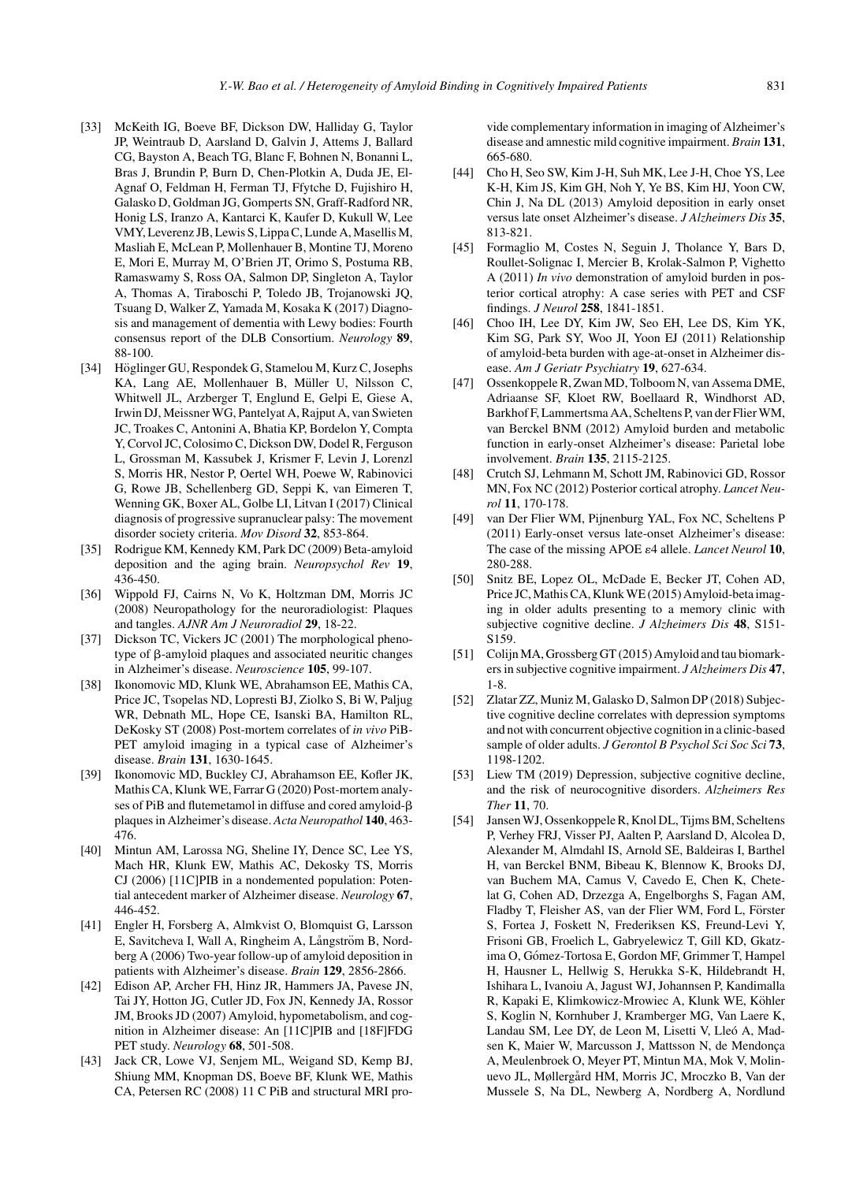[33] McKeith IG, Boeve BF, Dickson DW, Halliday G, Taylor JP, Weintraub D, Aarsland D, Galvin J, Attems J, Ballard CG, Bayston A, Beach TG, Blanc F, Bohnen N, Bonanni L, Bras J, Brundin P, Burn D, Chen-Plotkin A, Duda JE, El-Agnaf O, Feldman H, Ferman TJ, Ffytche D, Fujishiro H, Galasko D, Goldman JG, Gomperts SN, Graff-Radford NR, Honig LS, Iranzo A, Kantarci K, Kaufer D, Kukull W, Lee VMY, Leverenz JB, Lewis S, Lippa C, Lunde A, Masellis M, Masliah E, McLean P, Mollenhauer B, Montine TJ, Moreno E, Mori E, Murray M, O'Brien JT, Orimo S, Postuma RB, Ramaswamy S, Ross OA, Salmon DP, Singleton A, Taylor A, Thomas A, Tiraboschi P, Toledo JB, Trojanowski JQ, Tsuang D, Walker Z, Yamada M, Kosaka K (2017) Diagnosis and management of dementia with Lewy bodies: Fourth consensus report of the DLB Consortium. *Neurology* **89**, 88-100.

[34] Höglinger GU, Respondek G, Stamelou M, Kurz C, Josephs KA, Lang AE, Mollenhauer B, Müller U, Nilsson C, Whitwell JL, Arzberger T, Englund E, Gelpi E, Giese A, Irwin DJ, Meissner WG, Pantelyat A, Rajput A, van Swieten JC, Troakes C, Antonini A, Bhatia KP, Bordelon Y, Compta Y, Corvol JC, Colosimo C, Dickson DW, Dodel R, Ferguson L, Grossman M, Kassubek J, Krismer F, Levin J, Lorenzl S, Morris HR, Nestor P, Oertel WH, Poewe W, Rabinovici G, Rowe JB, Schellenberg GD, Seppi K, van Eimeren T, Wenning GK, Boxer AL, Golbe LI, Litvan I (2017) Clinical diagnosis of progressive supranuclear palsy: The movement disorder society criteria. *Mov Disord* **32**, 853-864.

[35] Rodrigue KM, Kennedy KM, Park DC (2009) Beta-amyloid deposition and the aging brain. *Neuropsychol Rev* **19**, 436-450.

[36] Wippold FJ, Cairns N, Vo K, Holtzman DM, Morris JC (2008) Neuropathology for the neuroradiologist: Plaques and tangles. *AJNR Am J Neuroradiol* **29**, 18-22.

[37] Dickson TC, Vickers JC (2001) The morphological phenotype of β-amyloid plaques and associated neuritic changes in Alzheimer's disease. *Neuroscience* **105**, 99-107.

[38] Ikonomovic MD, Klunk WE, Abrahamson EE, Mathis CA, Price JC, Tsopelas ND, Lopresti BJ, Ziolko S, Bi W, Paljug WR, Debnath ML, Hope CE, Isanski BA, Hamilton RL, DeKosky ST (2008) Post-mortem correlates of *in vivo* PiB-PET amyloid imaging in a typical case of Alzheimer's disease. *Brain* **131**, 1630-1645.

[39] Ikonomovic MD, Buckley CJ, Abrahamson EE, Kofler JK, Mathis CA, Klunk WE, Farrar G (2020) Post-mortem analyses of PiB and flutemetamol in diffuse and cored amyloid-β plaques in Alzheimer's disease. *Acta Neuropathol* **140**, 463-476.

[40] Mintun AM, Larossa NG, Sheline IY, Dence SC, Lee YS, Mach HR, Klunk EW, Mathis AC, Dekosky TS, Morris CJ (2006) [11C]PIB in a nondemented population: Potential antecedent marker of Alzheimer disease. *Neurology* **67**, 446-452.

[41] Engler H, Forsberg A, Almkvist O, Blomquist G, Larsson E, Savitcheva I, Wall A, Ringheim A, Långström B, Nordberg A (2006) Two-year follow-up of amyloid deposition in patients with Alzheimer's disease. *Brain* **129**, 2856-2866.

[42] Edison AP, Archer FH, Hinz JR, Hammers JA, Pavese JN, Tai JY, Hotton JG, Cutler JD, Fox JN, Kennedy JA, Rossor JM, Brooks JD (2007) Amyloid, hypometabolism, and cognition in Alzheimer disease: An [11C]PIB and [18F]FDG PET study. *Neurology* **68**, 501-508.

[43] Jack CR, Lowe VJ, Senjem ML, Weigand SD, Kemp BJ, Shiung MM, Knopman DS, Boeve BF, Klunk WE, Mathis CA, Petersen RC (2008) 11 C PiB and structural MRI provide complementary information in imaging of Alzheimer's disease and amnestic mild cognitive impairment. *Brain* **131**, 665-680.

[44] Cho H, Seo SW, Kim J-H, Suh MK, Lee J-H, Choe YS, Lee K-H, Kim JS, Kim GH, Noh Y, Ye BS, Kim HJ, Yoon CW, Chin J, Na DL (2013) Amyloid deposition in early onset versus late onset Alzheimer's disease. *J Alzheimers Dis* **35**, 813-821.

[45] Formaglio M, Costes N, Seguin J, Tholance Y, Bars D, Roullet-Solignac I, Mercier B, Krolak-Salmon P, Vighetto A (2011) *In vivo* demonstration of amyloid burden in posterior cortical atrophy: A case series with PET and CSF findings. *J Neurol* **258**, 1841-1851.

[46] Choo IH, Lee DY, Kim JW, Seo EH, Lee DS, Kim YK, Kim SG, Park SY, Woo JI, Yoon EJ (2011) Relationship of amyloid-beta burden with age-at-onset in Alzheimer disease. *Am J Geriatr Psychiatry* **19**, 627-634.

[47] Ossenkoppele R, Zwan MD, Tolboom N, van Assema DME, Adriaanse SF, Kloet RW, Boellaard R, Windhorst AD, Barkhof F, Lammertsma AA, Scheltens P, van der Flier WM, van Berckel BNM (2012) Amyloid burden and metabolic function in early-onset Alzheimer's disease: Parietal lobe involvement. *Brain* **135**, 2115-2125.

[48] Crutch SJ, Lehmann M, Schott JM, Rabinovici GD, Rossor MN, Fox NC (2012) Posterior cortical atrophy. *Lancet Neurol* **11**, 170-178.

[49] van Der Flier WM, Pijnenburg YAL, Fox NC, Scheltens P (2011) Early-onset versus late-onset Alzheimer's disease: The case of the missing APOE ε4 allele. *Lancet Neurol* **10**, 280-288.

[50] Snitz BE, Lopez OL, McDade E, Becker JT, Cohen AD, Price JC, Mathis CA, Klunk WE (2015) Amyloid-beta imaging in older adults presenting to a memory clinic with subjective cognitive decline. *J Alzheimers Dis* **48**, S151-S159.

[51] Colijn MA, Grossberg GT (2015) Amyloid and tau biomarkers in subjective cognitive impairment. *J Alzheimers Dis* **47**, 1-8.

[52] Zlatar ZZ, Muniz M, Galasko D, Salmon DP (2018) Subjective cognitive decline correlates with depression symptoms and not with concurrent objective cognition in a clinic-based sample of older adults. *J Gerontol B Psychol Sci Soc Sci* **73**, 1198-1202.

[53] Liew TM (2019) Depression, subjective cognitive decline, and the risk of neurocognitive disorders. *Alzheimers Res Ther* **11**, 70.

[54] Jansen WJ, Ossenkoppele R, Knol DL, Tijms BM, Scheltens P, Verhey FRJ, Visser PJ, Aalten P, Aarsland D, Alcolea D, Alexander M, Almdahl IS, Arnold SE, Baldeiras I, Barthel H, van Berckel BNM, Bibeau K, Blennow K, Brooks DJ, van Buchem MA, Camus V, Cavedo E, Chen K, Chetelat G, Cohen AD, Drzezga A, Engelborghs S, Fagan AM, Fladby T, Fleisher AS, van der Flier WM, Ford L, Förster S, Fortea J, Foskett N, Frederiksen KS, Freund-Levi Y, Frisoni GB, Froelich L, Gabryelewicz T, Gill KD, Gkatzima O, Gómez-Tortosa E, Gordon MF, Grimmer T, Hampel H, Hausner L, Hellwig S, Herukka S-K, Hildebrandt H, Ishihara L, Ivanoiu A, Jagust WJ, Johannsen P, Kandimalla R, Kapaki E, Klimkowicz-Mrowiec A, Klunk WE, Köhler S, Koglin N, Kornhuber J, Kramberger MG, Van Laere K, Landau SM, Lee DY, de Leon M, Lisetti V, Lleó A, Madsen K, Maier W, Marcusson J, Mattsson N, de Mendonça A, Meulenbroek O, Meyer PT, Mintun MA, Mok V, Molinuevo JL, Møllergård HM, Morris JC, Mroczko B, Van der Mussele S, Na DL, Newberg A, Nordberg A, Nordlund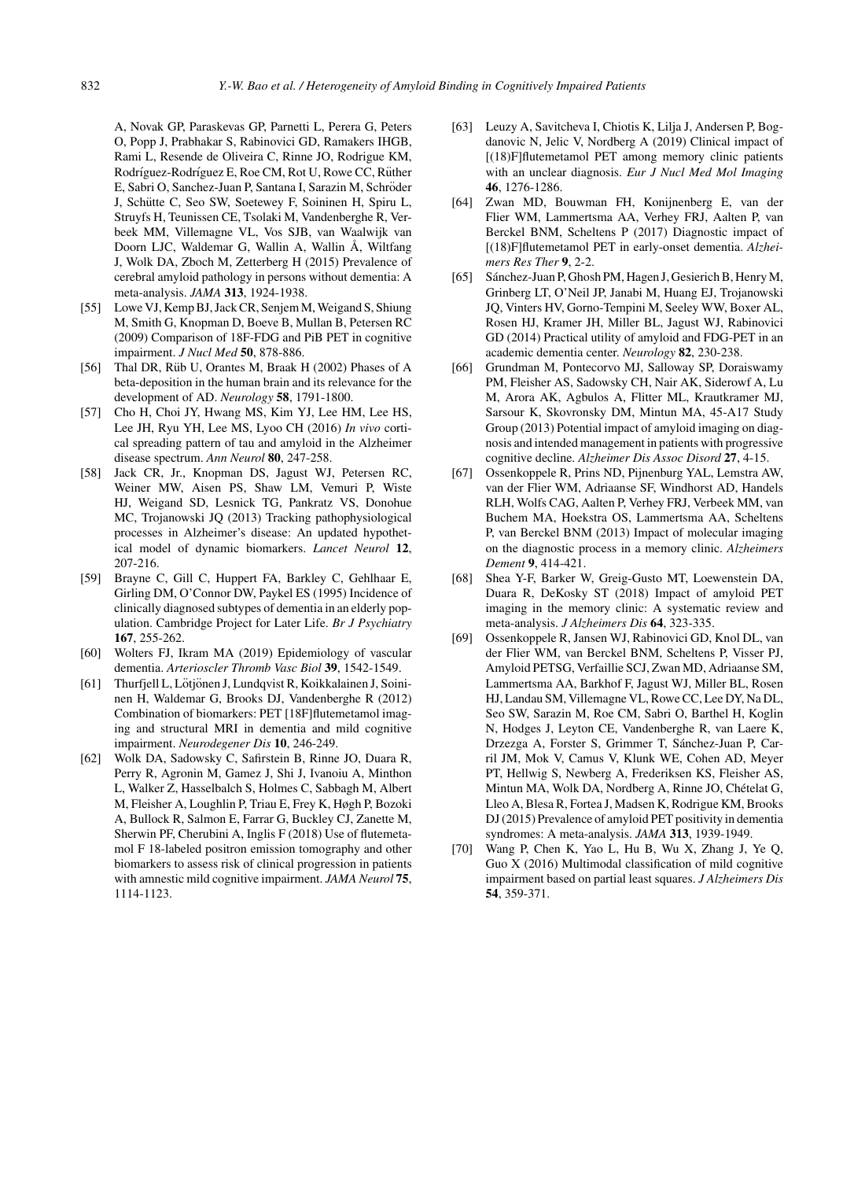A, Novak GP, Paraskevas GP, Parnetti L, Perera G, Peters O, Popp J, Prabhakar S, Rabinovici GD, Ramakers IHGB, Rami L, Resende de Oliveira C, Rinne JO, Rodrigue KM, Rodríguez-Rodríguez E, Roe CM, Rot U, Rowe CC, Rüther E, Sabri O, Sanchez-Juan P, Santana I, Sarazin M, Schröder J, Schütte C, Seo SW, Soetewey F, Soininen H, Spiru L, Struyfs H, Teunissen CE, Tsolaki M, Vandenberghe R, Verbeek MM, Villemagne VL, Vos SJB, van Waalwijk van Doorn LJC, Waldemar G, Wallin A, Wallin Å, Wiltfang J, Wolk DA, Zboch M, Zetterberg H (2015) Prevalence of cerebral amyloid pathology in persons without dementia: A meta-analysis. *JAMA* **313**, 1924-1938.

[55] Lowe VJ, Kemp BJ, Jack CR, Senjem M, Weigand S, Shiung M, Smith G, Knopman D, Boeve B, Mullan B, Petersen RC (2009) Comparison of 18F-FDG and PiB PET in cognitive impairment. *J Nucl Med* **50**, 878-886.

[56] Thal DR, Rüb U, Orantes M, Braak H (2002) Phases of A beta-deposition in the human brain and its relevance for the development of AD. *Neurology* **58**, 1791-1800.

[57] Cho H, Choi JY, Hwang MS, Kim YJ, Lee HM, Lee HS, Lee JH, Ryu YH, Lee MS, Lyoo CH (2016) *In vivo* cortical spreading pattern of tau and amyloid in the Alzheimer disease spectrum. *Ann Neurol* **80**, 247-258.

[58] Jack CR, Jr., Knopman DS, Jagust WJ, Petersen RC, Weiner MW, Aisen PS, Shaw LM, Vemuri P, Wiste HJ, Weigand SD, Lesnick TG, Pankratz VS, Donohue MC, Trojanowski JQ (2013) Tracking pathophysiological processes in Alzheimer's disease: An updated hypothetical model of dynamic biomarkers. *Lancet Neurol* **12**, 207-216.

[59] Brayne C, Gill C, Huppert FA, Barkley C, Gehlhaar E, Girling DM, O'Connor DW, Paykel ES (1995) Incidence of clinically diagnosed subtypes of dementia in an elderly population. Cambridge Project for Later Life. *Br J Psychiatry* **167**, 255-262.

[60] Wolters FJ, Ikram MA (2019) Epidemiology of vascular dementia. *Arterioscler Thromb Vasc Biol* **39**, 1542-1549.

[61] Thurfjell L, Lötjönen J, Lundqvist R, Koikkalainen J, Soininen H, Waldemar G, Brooks DJ, Vandenberghe R (2012) Combination of biomarkers: PET [18F]flutemetamol imaging and structural MRI in dementia and mild cognitive impairment. *Neurodegener Dis* **10**, 246-249.

[62] Wolk DA, Sadowsky C, Safirstein B, Rinne JO, Duara R, Perry R, Agronin M, Gamez J, Shi J, Ivanoiu A, Minthon L, Walker Z, Hasselbalch S, Holmes C, Sabbagh M, Albert M, Fleisher A, Loughlin P, Triau E, Frey K, Høgh P, Bozoki A, Bullock R, Salmon E, Farrar G, Buckley CJ, Zanette M, Sherwin PF, Cherubini A, Inglis F (2018) Use of flutemetamol F 18-labeled positron emission tomography and other biomarkers to assess risk of clinical progression in patients with amnestic mild cognitive impairment. *JAMA Neurol* **75**, 1114-1123.

[63] Leuzy A, Savitcheva I, Chiotis K, Lilja J, Andersen P, Bogdanovic N, Jelic V, Nordberg A (2019) Clinical impact of [(18)F]flutemetamol PET among memory clinic patients with an unclear diagnosis. *Eur J Nucl Med Mol Imaging* **46**, 1276-1286.

[64] Zwan MD, Bouwman FH, Konijnenberg E, van der Flier WM, Lammertsma AA, Verhey FRJ, Aalten P, van Berckel BNM, Scheltens P (2017) Diagnostic impact of [(18)F]flutemetamol PET in early-onset dementia. *Alzheimers Res Ther* **9**, 2-2.

[65] Sánchez-Juan P, Ghosh PM, Hagen J, Gesierich B, Henry M, Grinberg LT, O'Neil JP, Janabi M, Huang EJ, Trojanowski JQ, Vinters HV, Gorno-Tempini M, Seeley WW, Boxer AL, Rosen HJ, Kramer JH, Miller BL, Jagust WJ, Rabinovici GD (2014) Practical utility of amyloid and FDG-PET in an academic dementia center. *Neurology* **82**, 230-238.

[66] Grundman M, Pontecorvo MJ, Salloway SP, Doraiswamy PM, Fleisher AS, Sadowsky CH, Nair AK, Siderowf A, Lu M, Arora AK, Agbulos A, Flitter ML, Krautkramer MJ, Sarsour K, Skovronsky DM, Mintun MA, 45-A17 Study Group (2013) Potential impact of amyloid imaging on diagnosis and intended management in patients with progressive cognitive decline. *Alzheimer Dis Assoc Disord* **27**, 4-15.

[67] Ossenkoppele R, Prins ND, Pijnenburg YAL, Lemstra AW, van der Flier WM, Adriaanse SF, Windhorst AD, Handels RLH, Wolfs CAG, Aalten P, Verhey FRJ, Verbeek MM, van Buchem MA, Hoekstra OS, Lammertsma AA, Scheltens P, van Berckel BNM (2013) Impact of molecular imaging on the diagnostic process in a memory clinic. *Alzheimers Dement* **9**, 414-421.

[68] Shea Y-F, Barker W, Greig-Gusto MT, Loewenstein DA, Duara R, DeKosky ST (2018) Impact of amyloid PET imaging in the memory clinic: A systematic review and meta-analysis. *J Alzheimers Dis* **64**, 323-335.

[69] Ossenkoppele R, Jansen WJ, Rabinovici GD, Knol DL, van der Flier WM, van Berckel BNM, Scheltens P, Visser PJ, Amyloid PETSG, Verfaillie SCJ, Zwan MD, Adriaanse SM, Lammertsma AA, Barkhof F, Jagust WJ, Miller BL, Rosen HJ, Landau SM, Villemagne VL, Rowe CC, Lee DY, Na DL, Seo SW, Sarazin M, Roe CM, Sabri O, Barthel H, Koglin N, Hodges J, Leyton CE, Vandenberghe R, van Laere K, Drzezga A, Forster S, Grimmer T, Sánchez-Juan P, Carril JM, Mok V, Camus V, Klunk WE, Cohen AD, Meyer PT, Hellwig S, Newberg A, Frederiksen KS, Fleisher AS, Mintun MA, Wolk DA, Nordberg A, Rinne JO, Chételat G, Lleo A, Blesa R, Fortea J, Madsen K, Rodrigue KM, Brooks DJ (2015) Prevalence of amyloid PET positivity in dementia syndromes: A meta-analysis. *JAMA* **313**, 1939-1949.

[70] Wang P, Chen K, Yao L, Hu B, Wu X, Zhang J, Ye Q, Guo X (2016) Multimodal classification of mild cognitive impairment based on partial least squares. *J Alzheimers Dis* **54**, 359-371.